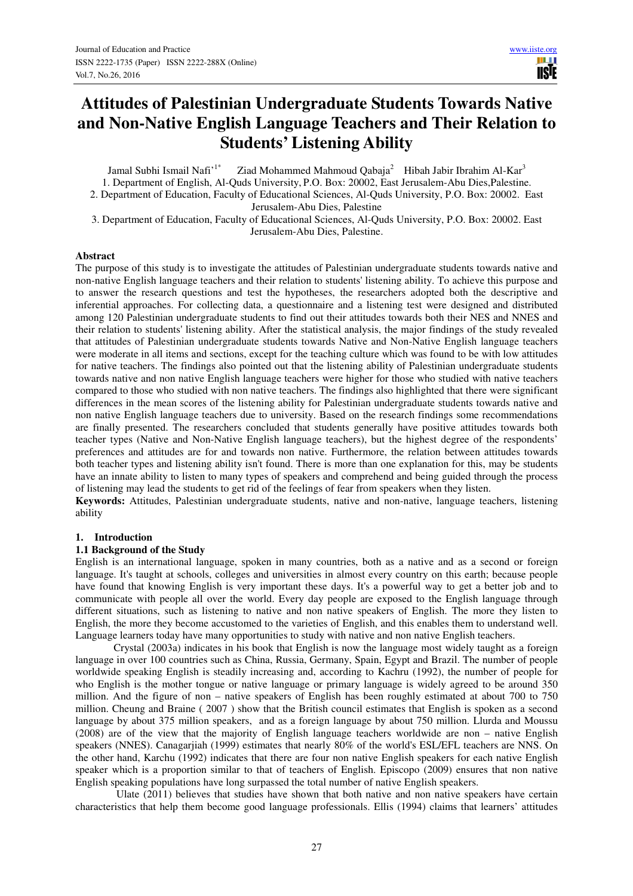# Attitudes of Palestinian Undergraduate Students Towards Native and Non-Native English Language Teachers and Their Relation to Students' Listening Ability

Jamal Subhi Ismail Nafi'[1*] Ziad Mohammed Mahmoud Qabaja[2] Hibah Jabir Ibrahim Al-Kar[3]

1. Department of English, Al-Quds University, P.O. Box: 20002, East Jerusalem-Abu Dies,Palestine.
2. Department of Education, Faculty of Educational Sciences, Al-Quds University, P.O. Box: 20002. East Jerusalem-Abu Dies, Palestine
3. Department of Education, Faculty of Educational Sciences, Al-Quds University, P.O. Box: 20002. East Jerusalem-Abu Dies, Palestine.

## Abstract

The purpose of this study is to investigate the attitudes of Palestinian undergraduate students towards native and non-native English language teachers and their relation to students' listening ability. To achieve this purpose and to answer the research questions and test the hypotheses, the researchers adopted both the descriptive and inferential approaches. For collecting data, a questionnaire and a listening test were designed and distributed among 120 Palestinian undergraduate students to find out their attitudes towards both their NES and NNES and their relation to students' listening ability. After the statistical analysis, the major findings of the study revealed that attitudes of Palestinian undergraduate students towards Native and Non-Native English language teachers were moderate in all items and sections, except for the teaching culture which was found to be with low attitudes for native teachers. The findings also pointed out that the listening ability of Palestinian undergraduate students towards native and non native English language teachers were higher for those who studied with native teachers compared to those who studied with non native teachers. The findings also highlighted that there were significant differences in the mean scores of the listening ability for Palestinian undergraduate students towards native and non native English language teachers due to university. Based on the research findings some recommendations are finally presented. The researchers concluded that students generally have positive attitudes towards both teacher types (Native and Non-Native English language teachers), but the highest degree of the respondents' preferences and attitudes are for and towards non native. Furthermore, the relation between attitudes towards both teacher types and listening ability isn't found. There is more than one explanation for this, may be students have an innate ability to listen to many types of speakers and comprehend and being guided through the process of listening may lead the students to get rid of the feelings of fear from speakers when they listen.

**Keywords:** Attitudes, Palestinian undergraduate students, native and non-native, language teachers, listening ability

## 1. Introduction

### 1.1 Background of the Study

English is an international language, spoken in many countries, both as a native and as a second or foreign language. It's taught at schools, colleges and universities in almost every country on this earth; because people have found that knowing English is very important these days. It's a powerful way to get a better job and to communicate with people all over the world. Every day people are exposed to the English language through different situations, such as listening to native and non native speakers of English. The more they listen to English, the more they become accustomed to the varieties of English, and this enables them to understand well. Language learners today have many opportunities to study with native and non native English teachers.

Crystal (2003a) indicates in his book that English is now the language most widely taught as a foreign language in over 100 countries such as China, Russia, Germany, Spain, Egypt and Brazil. The number of people worldwide speaking English is steadily increasing and, according to Kachru (1992), the number of people for who English is the mother tongue or native language or primary language is widely agreed to be around 350 million. And the figure of non – native speakers of English has been roughly estimated at about 700 to 750 million. Cheung and Braine ( 2007 ) show that the British council estimates that English is spoken as a second language by about 375 million speakers, and as a foreign language by about 750 million. Llurda and Moussu (2008) are of the view that the majority of English language teachers worldwide are non – native English speakers (NNES). Canagarjiah (1999) estimates that nearly 80% of the world's ESL/EFL teachers are NNS. On the other hand, Karchu (1992) indicates that there are four non native English speakers for each native English speaker which is a proportion similar to that of teachers of English. Episcopo (2009) ensures that non native English speaking populations have long surpassed the total number of native English speakers.

Ulate (2011) believes that studies have shown that both native and non native speakers have certain characteristics that help them become good language professionals. Ellis (1994) claims that learners' attitudes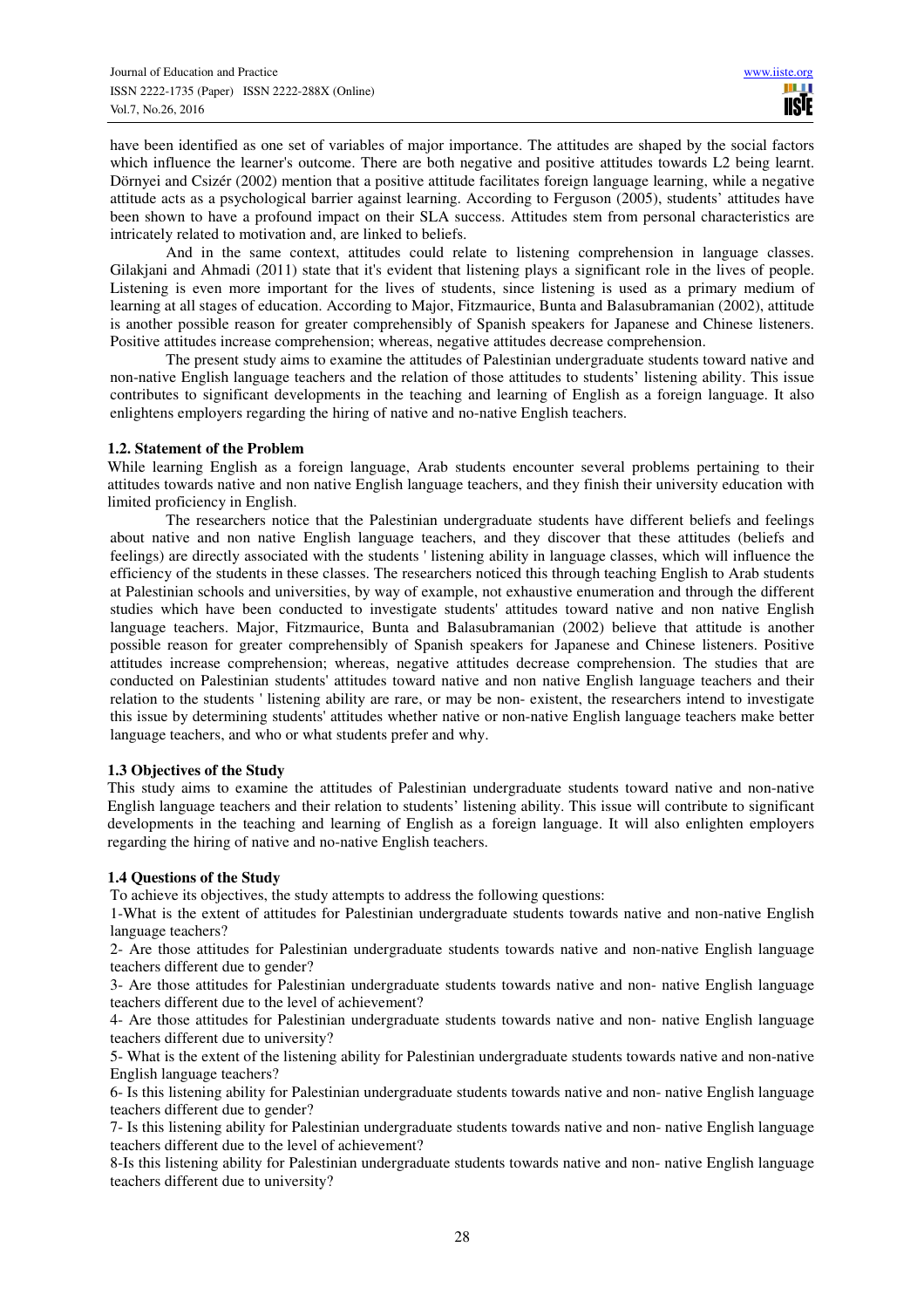have been identified as one set of variables of major importance. The attitudes are shaped by the social factors which influence the learner's outcome. There are both negative and positive attitudes towards L2 being learnt. Dörnyei and Csizér (2002) mention that a positive attitude facilitates foreign language learning, while a negative attitude acts as a psychological barrier against learning. According to Ferguson (2005), students' attitudes have been shown to have a profound impact on their SLA success. Attitudes stem from personal characteristics are intricately related to motivation and, are linked to beliefs.

And in the same context, attitudes could relate to listening comprehension in language classes. Gilakjani and Ahmadi (2011) state that it's evident that listening plays a significant role in the lives of people. Listening is even more important for the lives of students, since listening is used as a primary medium of learning at all stages of education. According to Major, Fitzmaurice, Bunta and Balasubramanian (2002), attitude is another possible reason for greater comprehensibly of Spanish speakers for Japanese and Chinese listeners. Positive attitudes increase comprehension; whereas, negative attitudes decrease comprehension.

The present study aims to examine the attitudes of Palestinian undergraduate students toward native and non-native English language teachers and the relation of those attitudes to students' listening ability. This issue contributes to significant developments in the teaching and learning of English as a foreign language. It also enlightens employers regarding the hiring of native and no-native English teachers.

### 1.2. Statement of the Problem

While learning English as a foreign language, Arab students encounter several problems pertaining to their attitudes towards native and non native English language teachers, and they finish their university education with limited proficiency in English.

The researchers notice that the Palestinian undergraduate students have different beliefs and feelings about native and non native English language teachers, and they discover that these attitudes (beliefs and feelings) are directly associated with the students ' listening ability in language classes, which will influence the efficiency of the students in these classes. The researchers noticed this through teaching English to Arab students at Palestinian schools and universities, by way of example, not exhaustive enumeration and through the different studies which have been conducted to investigate students' attitudes toward native and non native English language teachers. Major, Fitzmaurice, Bunta and Balasubramanian (2002) believe that attitude is another possible reason for greater comprehensibly of Spanish speakers for Japanese and Chinese listeners. Positive attitudes increase comprehension; whereas, negative attitudes decrease comprehension. The studies that are conducted on Palestinian students' attitudes toward native and non native English language teachers and their relation to the students ' listening ability are rare, or may be non- existent, the researchers intend to investigate this issue by determining students' attitudes whether native or non-native English language teachers make better language teachers, and who or what students prefer and why.

### 1.3 Objectives of the Study

This study aims to examine the attitudes of Palestinian undergraduate students toward native and non-native English language teachers and their relation to students' listening ability. This issue will contribute to significant developments in the teaching and learning of English as a foreign language. It will also enlighten employers regarding the hiring of native and no-native English teachers.

### 1.4 Questions of the Study

To achieve its objectives, the study attempts to address the following questions:

1-What is the extent of attitudes for Palestinian undergraduate students towards native and non-native English language teachers?

2- Are those attitudes for Palestinian undergraduate students towards native and non-native English language teachers different due to gender?

3- Are those attitudes for Palestinian undergraduate students towards native and non- native English language teachers different due to the level of achievement?

4- Are those attitudes for Palestinian undergraduate students towards native and non- native English language teachers different due to university?

5- What is the extent of the listening ability for Palestinian undergraduate students towards native and non-native English language teachers?

6- Is this listening ability for Palestinian undergraduate students towards native and non- native English language teachers different due to gender?

7- Is this listening ability for Palestinian undergraduate students towards native and non- native English language teachers different due to the level of achievement?

8-Is this listening ability for Palestinian undergraduate students towards native and non- native English language teachers different due to university?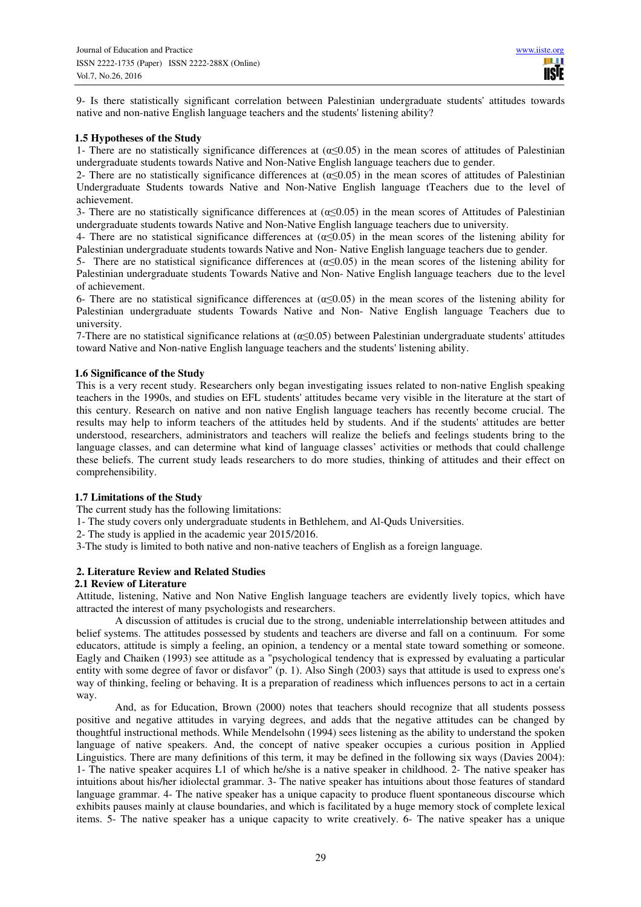9- Is there statistically significant correlation between Palestinian undergraduate students' attitudes towards native and non-native English language teachers and the students' listening ability?

### 1.5 Hypotheses of the Study

1- There are no statistically significance differences at ($\alpha \leq 0.05$) in the mean scores of attitudes of Palestinian undergraduate students towards Native and Non-Native English language teachers due to gender.

2- There are no statistically significance differences at ($\alpha \leq 0.05$) in the mean scores of attitudes of Palestinian Undergraduate Students towards Native and Non-Native English language tTeachers due to the level of achievement.

3- There are no statistically significance differences at ($\alpha \leq 0.05$) in the mean scores of Attitudes of Palestinian undergraduate students towards Native and Non-Native English language teachers due to university.

4- There are no statistical significance differences at ($\alpha \leq 0.05$) in the mean scores of the listening ability for Palestinian undergraduate students towards Native and Non- Native English language teachers due to gender.

5- There are no statistical significance differences at ($\alpha \leq 0.05$) in the mean scores of the listening ability for Palestinian undergraduate students Towards Native and Non- Native English language teachers due to the level of achievement.

6- There are no statistical significance differences at ($\alpha \leq 0.05$) in the mean scores of the listening ability for Palestinian undergraduate students Towards Native and Non- Native English language Teachers due to university.

7-There are no statistical significance relations at ($\alpha \leq 0.05$) between Palestinian undergraduate students' attitudes toward Native and Non-native English language teachers and the students' listening ability.

### 1.6 Significance of the Study

This is a very recent study. Researchers only began investigating issues related to non-native English speaking teachers in the 1990s, and studies on EFL students' attitudes became very visible in the literature at the start of this century. Research on native and non native English language teachers has recently become crucial. The results may help to inform teachers of the attitudes held by students. And if the students' attitudes are better understood, researchers, administrators and teachers will realize the beliefs and feelings students bring to the language classes, and can determine what kind of language classes' activities or methods that could challenge these beliefs. The current study leads researchers to do more studies, thinking of attitudes and their effect on comprehensibility.

### 1.7 Limitations of the Study

The current study has the following limitations:

1- The study covers only undergraduate students in Bethlehem, and Al-Quds Universities.

2- The study is applied in the academic year 2015/2016.

3-The study is limited to both native and non-native teachers of English as a foreign language.

## 2. Literature Review and Related Studies

### 2.1 Review of Literature

Attitude, listening, Native and Non Native English language teachers are evidently lively topics, which have attracted the interest of many psychologists and researchers.

A discussion of attitudes is crucial due to the strong, undeniable interrelationship between attitudes and belief systems. The attitudes possessed by students and teachers are diverse and fall on a continuum. For some educators, attitude is simply a feeling, an opinion, a tendency or a mental state toward something or someone. Eagly and Chaiken (1993) see attitude as a "psychological tendency that is expressed by evaluating a particular entity with some degree of favor or disfavor" (p. 1). Also Singh (2003) says that attitude is used to express one's way of thinking, feeling or behaving. It is a preparation of readiness which influences persons to act in a certain way.

And, as for Education, Brown (2000) notes that teachers should recognize that all students possess positive and negative attitudes in varying degrees, and adds that the negative attitudes can be changed by thoughtful instructional methods. While Mendelsohn (1994) sees listening as the ability to understand the spoken language of native speakers. And, the concept of native speaker occupies a curious position in Applied Linguistics. There are many definitions of this term, it may be defined in the following six ways (Davies 2004): 1- The native speaker acquires L1 of which he/she is a native speaker in childhood. 2- The native speaker has intuitions about his/her idiolectal grammar. 3- The native speaker has intuitions about those features of standard language grammar. 4- The native speaker has a unique capacity to produce fluent spontaneous discourse which exhibits pauses mainly at clause boundaries, and which is facilitated by a huge memory stock of complete lexical items. 5- The native speaker has a unique capacity to write creatively. 6- The native speaker has a unique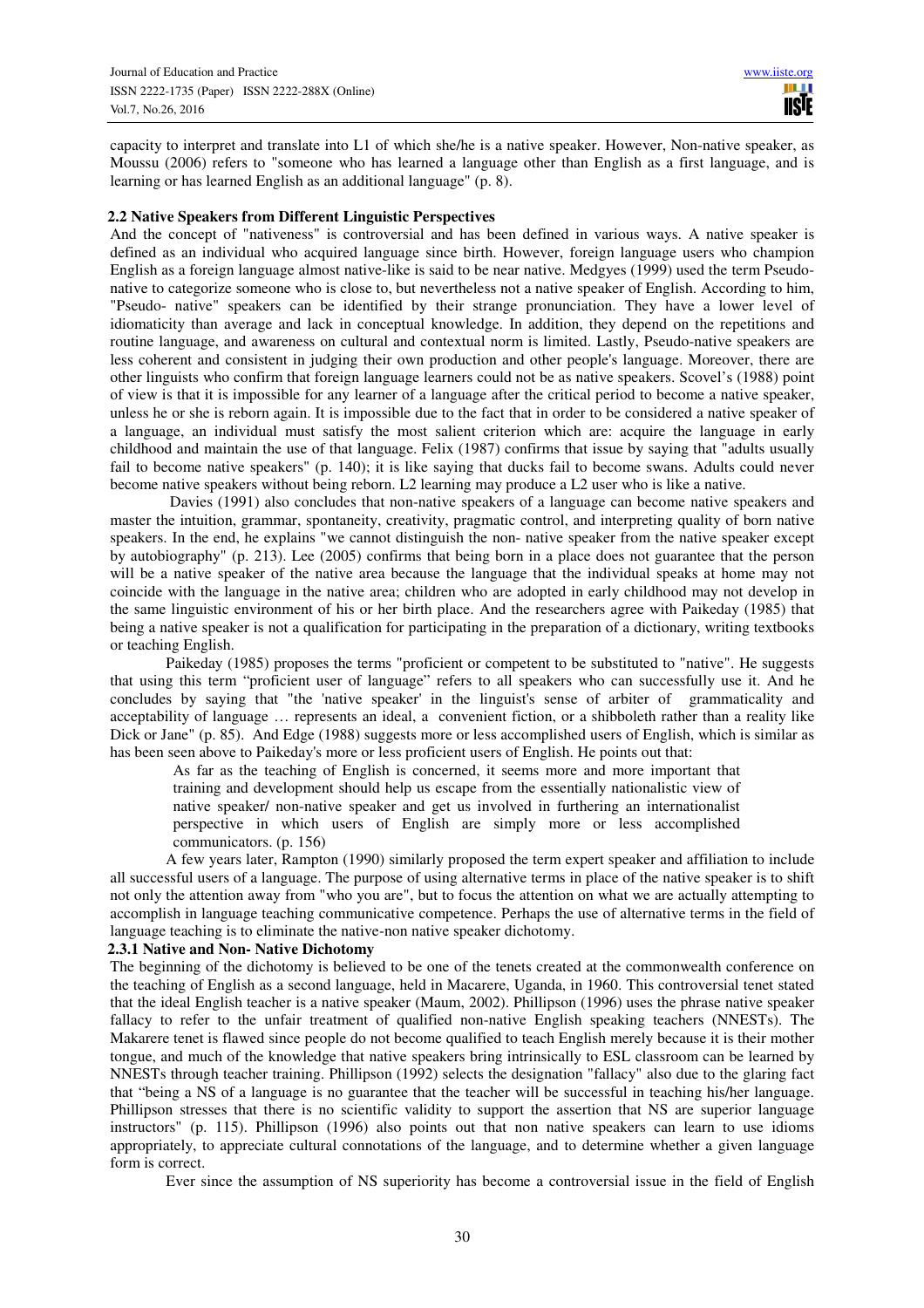capacity to interpret and translate into L1 of which she/he is a native speaker. However, Non-native speaker, as Moussu (2006) refers to "someone who has learned a language other than English as a first language, and is learning or has learned English as an additional language" (p. 8).

### 2.2 Native Speakers from Different Linguistic Perspectives

And the concept of "nativeness" is controversial and has been defined in various ways. A native speaker is defined as an individual who acquired language since birth. However, foreign language users who champion English as a foreign language almost native-like is said to be near native. Medgyes (1999) used the term Pseudo-native to categorize someone who is close to, but nevertheless not a native speaker of English. According to him, "Pseudo- native" speakers can be identified by their strange pronunciation. They have a lower level of idiomaticity than average and lack in conceptual knowledge. In addition, they depend on the repetitions and routine language, and awareness on cultural and contextual norm is limited. Lastly, Pseudo-native speakers are less coherent and consistent in judging their own production and other people's language. Moreover, there are other linguists who confirm that foreign language learners could not be as native speakers. Scovel's (1988) point of view is that it is impossible for any learner of a language after the critical period to become a native speaker, unless he or she is reborn again. It is impossible due to the fact that in order to be considered a native speaker of a language, an individual must satisfy the most salient criterion which are: acquire the language in early childhood and maintain the use of that language. Felix (1987) confirms that issue by saying that "adults usually fail to become native speakers" (p. 140); it is like saying that ducks fail to become swans. Adults could never become native speakers without being reborn. L2 learning may produce a L2 user who is like a native.

Davies (1991) also concludes that non-native speakers of a language can become native speakers and master the intuition, grammar, spontaneity, creativity, pragmatic control, and interpreting quality of born native speakers. In the end, he explains "we cannot distinguish the non- native speaker from the native speaker except by autobiography" (p. 213). Lee (2005) confirms that being born in a place does not guarantee that the person will be a native speaker of the native area because the language that the individual speaks at home may not coincide with the language in the native area; children who are adopted in early childhood may not develop in the same linguistic environment of his or her birth place. And the researchers agree with Paikeday (1985) that being a native speaker is not a qualification for participating in the preparation of a dictionary, writing textbooks or teaching English.

Paikeday (1985) proposes the terms "proficient or competent to be substituted to "native". He suggests that using this term "proficient user of language" refers to all speakers who can successfully use it. And he concludes by saying that "the 'native speaker' in the linguist's sense of arbiter of grammaticality and acceptability of language … represents an ideal, a convenient fiction, or a shibboleth rather than a reality like Dick or Jane" (p. 85). And Edge (1988) suggests more or less accomplished users of English, which is similar as has been seen above to Paikeday's more or less proficient users of English. He points out that:

> As far as the teaching of English is concerned, it seems more and more important that training and development should help us escape from the essentially nationalistic view of native speaker/ non-native speaker and get us involved in furthering an internationalist perspective in which users of English are simply more or less accomplished communicators. (p. 156)

A few years later, Rampton (1990) similarly proposed the term expert speaker and affiliation to include all successful users of a language. The purpose of using alternative terms in place of the native speaker is to shift not only the attention away from "who you are", but to focus the attention on what we are actually attempting to accomplish in language teaching communicative competence. Perhaps the use of alternative terms in the field of language teaching is to eliminate the native-non native speaker dichotomy.

#### 2.3.1 Native and Non- Native Dichotomy

The beginning of the dichotomy is believed to be one of the tenets created at the commonwealth conference on the teaching of English as a second language, held in Macarere, Uganda, in 1960. This controversial tenet stated that the ideal English teacher is a native speaker (Maum, 2002). Phillipson (1996) uses the phrase native speaker fallacy to refer to the unfair treatment of qualified non-native English speaking teachers (NNESTs). The Makarere tenet is flawed since people do not become qualified to teach English merely because it is their mother tongue, and much of the knowledge that native speakers bring intrinsically to ESL classroom can be learned by NNESTs through teacher training. Phillipson (1992) selects the designation "fallacy" also due to the glaring fact that "being a NS of a language is no guarantee that the teacher will be successful in teaching his/her language. Phillipson stresses that there is no scientific validity to support the assertion that NS are superior language instructors" (p. 115). Phillipson (1996) also points out that non native speakers can learn to use idioms appropriately, to appreciate cultural connotations of the language, and to determine whether a given language form is correct.

Ever since the assumption of NS superiority has become a controversial issue in the field of English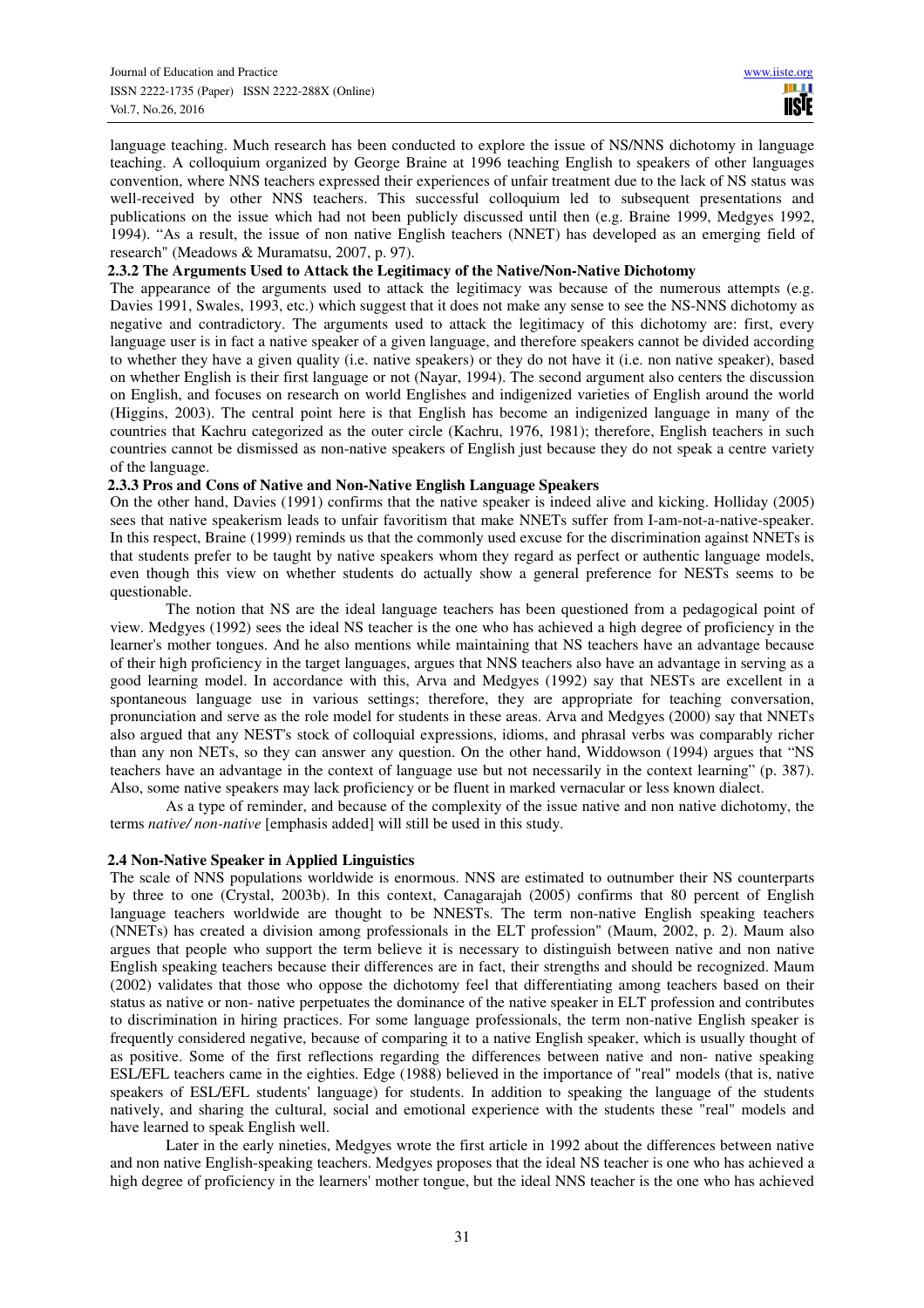language teaching. Much research has been conducted to explore the issue of NS/NNS dichotomy in language teaching. A colloquium organized by George Braine at 1996 teaching English to speakers of other languages convention, where NNS teachers expressed their experiences of unfair treatment due to the lack of NS status was well-received by other NNS teachers. This successful colloquium led to subsequent presentations and publications on the issue which had not been publicly discussed until then (e.g. Braine 1999, Medgyes 1992, 1994). "As a result, the issue of non native English teachers (NNET) has developed as an emerging field of research" (Meadows & Muramatsu, 2007, p. 97).

### 2.3.2 The Arguments Used to Attack the Legitimacy of the Native/Non-Native Dichotomy

The appearance of the arguments used to attack the legitimacy was because of the numerous attempts (e.g. Davies 1991, Swales, 1993, etc.) which suggest that it does not make any sense to see the NS-NNS dichotomy as negative and contradictory. The arguments used to attack the legitimacy of this dichotomy are: first, every language user is in fact a native speaker of a given language, and therefore speakers cannot be divided according to whether they have a given quality (i.e. native speakers) or they do not have it (i.e. non native speaker), based on whether English is their first language or not (Nayar, 1994). The second argument also centers the discussion on English, and focuses on research on world Englishes and indigenized varieties of English around the world (Higgins, 2003). The central point here is that English has become an indigenized language in many of the countries that Kachru categorized as the outer circle (Kachru, 1976, 1981); therefore, English teachers in such countries cannot be dismissed as non-native speakers of English just because they do not speak a centre variety of the language.

### 2.3.3 Pros and Cons of Native and Non-Native English Language Speakers

On the other hand, Davies (1991) confirms that the native speaker is indeed alive and kicking. Holliday (2005) sees that native speakerism leads to unfair favoritism that make NNETs suffer from I-am-not-a-native-speaker. In this respect, Braine (1999) reminds us that the commonly used excuse for the discrimination against NNETs is that students prefer to be taught by native speakers whom they regard as perfect or authentic language models, even though this view on whether students do actually show a general preference for NESTs seems to be questionable.

The notion that NS are the ideal language teachers has been questioned from a pedagogical point of view. Medgyes (1992) sees the ideal NS teacher is the one who has achieved a high degree of proficiency in the learner's mother tongues. And he also mentions while maintaining that NS teachers have an advantage because of their high proficiency in the target languages, argues that NNS teachers also have an advantage in serving as a good learning model. In accordance with this, Arva and Medgyes (1992) say that NESTs are excellent in a spontaneous language use in various settings; therefore, they are appropriate for teaching conversation, pronunciation and serve as the role model for students in these areas. Arva and Medgyes (2000) say that NNETs also argued that any NEST's stock of colloquial expressions, idioms, and phrasal verbs was comparably richer than any non NETs, so they can answer any question. On the other hand, Widdowson (1994) argues that "NS teachers have an advantage in the context of language use but not necessarily in the context learning" (p. 387). Also, some native speakers may lack proficiency or be fluent in marked vernacular or less known dialect.

As a type of reminder, and because of the complexity of the issue native and non native dichotomy, the terms *native/ non-native* [emphasis added] will still be used in this study.

## 2.4 Non-Native Speaker in Applied Linguistics

The scale of NNS populations worldwide is enormous. NNS are estimated to outnumber their NS counterparts by three to one (Crystal, 2003b). In this context, Canagarajah (2005) confirms that 80 percent of English language teachers worldwide are thought to be NNESTs. The term non-native English speaking teachers (NNETs) has created a division among professionals in the ELT profession" (Maum, 2002, p. 2). Maum also argues that people who support the term believe it is necessary to distinguish between native and non native English speaking teachers because their differences are in fact, their strengths and should be recognized. Maum (2002) validates that those who oppose the dichotomy feel that differentiating among teachers based on their status as native or non- native perpetuates the dominance of the native speaker in ELT profession and contributes to discrimination in hiring practices. For some language professionals, the term non-native English speaker is frequently considered negative, because of comparing it to a native English speaker, which is usually thought of as positive. Some of the first reflections regarding the differences between native and non- native speaking ESL/EFL teachers came in the eighties. Edge (1988) believed in the importance of "real" models (that is, native speakers of ESL/EFL students' language) for students. In addition to speaking the language of the students natively, and sharing the cultural, social and emotional experience with the students these "real" models and have learned to speak English well.

Later in the early nineties, Medgyes wrote the first article in 1992 about the differences between native and non native English-speaking teachers. Medgyes proposes that the ideal NS teacher is one who has achieved a high degree of proficiency in the learners' mother tongue, but the ideal NNS teacher is the one who has achieved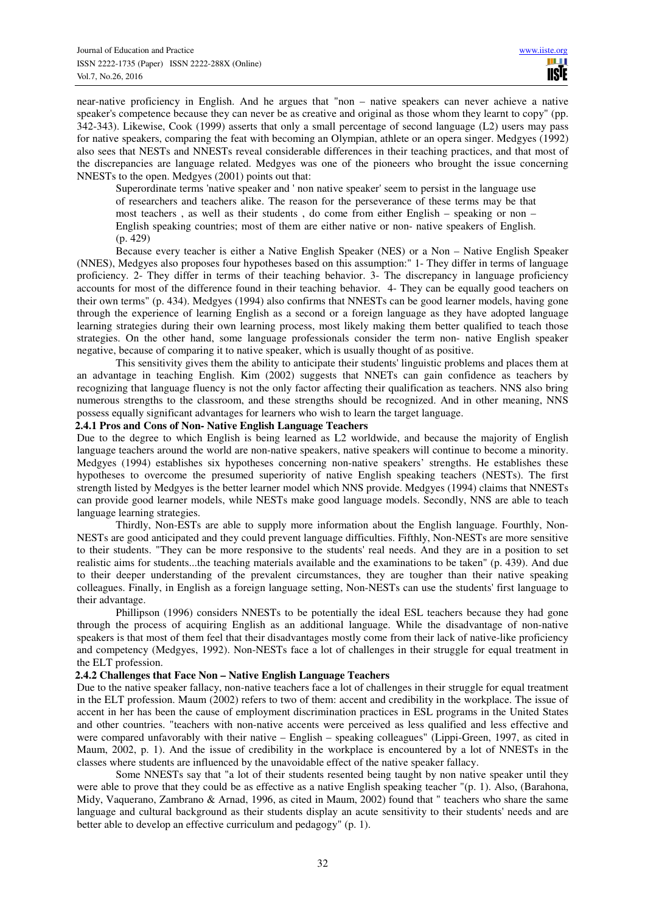near-native proficiency in English. And he argues that "non – native speakers can never achieve a native speaker's competence because they can never be as creative and original as those whom they learnt to copy" (pp. 342-343). Likewise, Cook (1999) asserts that only a small percentage of second language (L2) users may pass for native speakers, comparing the feat with becoming an Olympian, athlete or an opera singer. Medgyes (1992) also sees that NESTs and NNESTs reveal considerable differences in their teaching practices, and that most of the discrepancies are language related. Medgyes was one of the pioneers who brought the issue concerning NNESTs to the open. Medgyes (2001) points out that:

> Superordinate terms 'native speaker and ' non native speaker' seem to persist in the language use of researchers and teachers alike. The reason for the perseverance of these terms may be that most teachers , as well as their students , do come from either English – speaking or non – English speaking countries; most of them are either native or non- native speakers of English. (p. 429)

Because every teacher is either a Native English Speaker (NES) or a Non – Native English Speaker (NNES), Medgyes also proposes four hypotheses based on this assumption:" 1- They differ in terms of language proficiency. 2- They differ in terms of their teaching behavior. 3- The discrepancy in language proficiency accounts for most of the difference found in their teaching behavior. 4- They can be equally good teachers on their own terms" (p. 434). Medgyes (1994) also confirms that NNESTs can be good learner models, having gone through the experience of learning English as a second or a foreign language as they have adopted language learning strategies during their own learning process, most likely making them better qualified to teach those strategies. On the other hand, some language professionals consider the term non- native English speaker negative, because of comparing it to native speaker, which is usually thought of as positive.

This sensitivity gives them the ability to anticipate their students' linguistic problems and places them at an advantage in teaching English. Kim (2002) suggests that NNETs can gain confidence as teachers by recognizing that language fluency is not the only factor affecting their qualification as teachers. NNS also bring numerous strengths to the classroom, and these strengths should be recognized. And in other meaning, NNS possess equally significant advantages for learners who wish to learn the target language.

**2.4.1 Pros and Cons of Non- Native English Language Teachers**

Due to the degree to which English is being learned as L2 worldwide, and because the majority of English language teachers around the world are non-native speakers, native speakers will continue to become a minority. Medgyes (1994) establishes six hypotheses concerning non-native speakers' strengths. He establishes these hypotheses to overcome the presumed superiority of native English speaking teachers (NESTs). The first strength listed by Medgyes is the better learner model which NNS provide. Medgyes (1994) claims that NNESTs can provide good learner models, while NESTs make good language models. Secondly, NNS are able to teach language learning strategies.

Thirdly, Non-ESTs are able to supply more information about the English language. Fourthly, Non-NESTs are good anticipated and they could prevent language difficulties. Fifthly, Non-NESTs are more sensitive to their students. "They can be more responsive to the students' real needs. And they are in a position to set realistic aims for students...the teaching materials available and the examinations to be taken" (p. 439). And due to their deeper understanding of the prevalent circumstances, they are tougher than their native speaking colleagues. Finally, in English as a foreign language setting, Non-NESTs can use the students' first language to their advantage.

Phillipson (1996) considers NNESTs to be potentially the ideal ESL teachers because they had gone through the process of acquiring English as an additional language. While the disadvantage of non-native speakers is that most of them feel that their disadvantages mostly come from their lack of native-like proficiency and competency (Medgyes, 1992). Non-NESTs face a lot of challenges in their struggle for equal treatment in the ELT profession.

**2.4.2 Challenges that Face Non – Native English Language Teachers**

Due to the native speaker fallacy, non-native teachers face a lot of challenges in their struggle for equal treatment in the ELT profession. Maum (2002) refers to two of them: accent and credibility in the workplace. The issue of accent in her has been the cause of employment discrimination practices in ESL programs in the United States and other countries. "teachers with non-native accents were perceived as less qualified and less effective and were compared unfavorably with their native – English – speaking colleagues" (Lippi-Green, 1997, as cited in Maum, 2002, p. 1). And the issue of credibility in the workplace is encountered by a lot of NNESTs in the classes where students are influenced by the unavoidable effect of the native speaker fallacy.

Some NNESTs say that "a lot of their students resented being taught by non native speaker until they were able to prove that they could be as effective as a native English speaking teacher "(p. 1). Also, (Barahona, Midy, Vaquerano, Zambrano & Arnad, 1996, as cited in Maum, 2002) found that " teachers who share the same language and cultural background as their students display an acute sensitivity to their students' needs and are better able to develop an effective curriculum and pedagogy" (p. 1).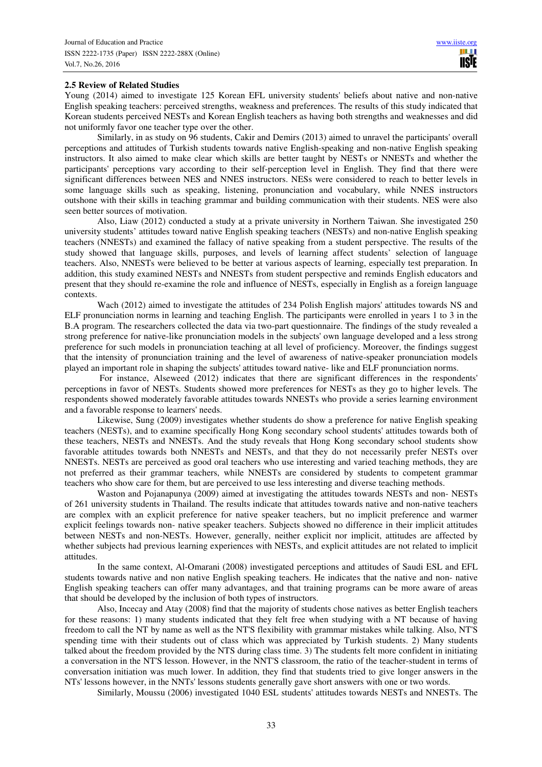### 2.5 Review of Related Studies

Young (2014) aimed to investigate 125 Korean EFL university students' beliefs about native and non-native English speaking teachers: perceived strengths, weakness and preferences. The results of this study indicated that Korean students perceived NESTs and Korean English teachers as having both strengths and weaknesses and did not uniformly favor one teacher type over the other.

Similarly, in as study on 96 students, Cakir and Demirs (2013) aimed to unravel the participants' overall perceptions and attitudes of Turkish students towards native English-speaking and non-native English speaking instructors. It also aimed to make clear which skills are better taught by NESTs or NNESTs and whether the participants' perceptions vary according to their self-perception level in English. They find that there were significant differences between NES and NNES instructors. NESs were considered to reach to better levels in some language skills such as speaking, listening, pronunciation and vocabulary, while NNES instructors outshone with their skills in teaching grammar and building communication with their students. NES were also seen better sources of motivation.

Also, Liaw (2012) conducted a study at a private university in Northern Taiwan. She investigated 250 university students' attitudes toward native English speaking teachers (NESTs) and non-native English speaking teachers (NNESTs) and examined the fallacy of native speaking from a student perspective. The results of the study showed that language skills, purposes, and levels of learning affect students' selection of language teachers. Also, NNESTs were believed to be better at various aspects of learning, especially test preparation. In addition, this study examined NESTs and NNESTs from student perspective and reminds English educators and present that they should re-examine the role and influence of NESTs, especially in English as a foreign language contexts.

Wach (2012) aimed to investigate the attitudes of 234 Polish English majors' attitudes towards NS and ELF pronunciation norms in learning and teaching English. The participants were enrolled in years 1 to 3 in the B.A program. The researchers collected the data via two-part questionnaire. The findings of the study revealed a strong preference for native-like pronunciation models in the subjects' own language developed and a less strong preference for such models in pronunciation teaching at all level of proficiency. Moreover, the findings suggest that the intensity of pronunciation training and the level of awareness of native-speaker pronunciation models played an important role in shaping the subjects' attitudes toward native- like and ELF pronunciation norms.

For instance, Alseweed (2012) indicates that there are significant differences in the respondents' perceptions in favor of NESTs. Students showed more preferences for NESTs as they go to higher levels. The respondents showed moderately favorable attitudes towards NNESTs who provide a series learning environment and a favorable response to learners' needs.

Likewise, Sung (2009) investigates whether students do show a preference for native English speaking teachers (NESTs), and to examine specifically Hong Kong secondary school students' attitudes towards both of these teachers, NESTs and NNESTs. And the study reveals that Hong Kong secondary school students show favorable attitudes towards both NNESTs and NESTs, and that they do not necessarily prefer NESTs over NNESTs. NESTs are perceived as good oral teachers who use interesting and varied teaching methods, they are not preferred as their grammar teachers, while NNESTs are considered by students to competent grammar teachers who show care for them, but are perceived to use less interesting and diverse teaching methods.

Waston and Pojanapunya (2009) aimed at investigating the attitudes towards NESTs and non- NESTs of 261 university students in Thailand. The results indicate that attitudes towards native and non-native teachers are complex with an explicit preference for native speaker teachers, but no implicit preference and warmer explicit feelings towards non- native speaker teachers. Subjects showed no difference in their implicit attitudes between NESTs and non-NESTs. However, generally, neither explicit nor implicit, attitudes are affected by whether subjects had previous learning experiences with NESTs, and explicit attitudes are not related to implicit attitudes.

In the same context, Al-Omarani (2008) investigated perceptions and attitudes of Saudi ESL and EFL students towards native and non native English speaking teachers. He indicates that the native and non- native English speaking teachers can offer many advantages, and that training programs can be more aware of areas that should be developed by the inclusion of both types of instructors.

Also, Incecay and Atay (2008) find that the majority of students chose natives as better English teachers for these reasons: 1) many students indicated that they felt free when studying with a NT because of having freedom to call the NT by name as well as the NT'S flexibility with grammar mistakes while talking. Also, NT'S spending time with their students out of class which was appreciated by Turkish students. 2) Many students talked about the freedom provided by the NTS during class time. 3) The students felt more confident in initiating a conversation in the NT'S lesson. However, in the NNT'S classroom, the ratio of the teacher-student in terms of conversation initiation was much lower. In addition, they find that students tried to give longer answers in the NTs' lessons however, in the NNTs' lessons students generally gave short answers with one or two words.

Similarly, Moussu (2006) investigated 1040 ESL students' attitudes towards NESTs and NNESTs. The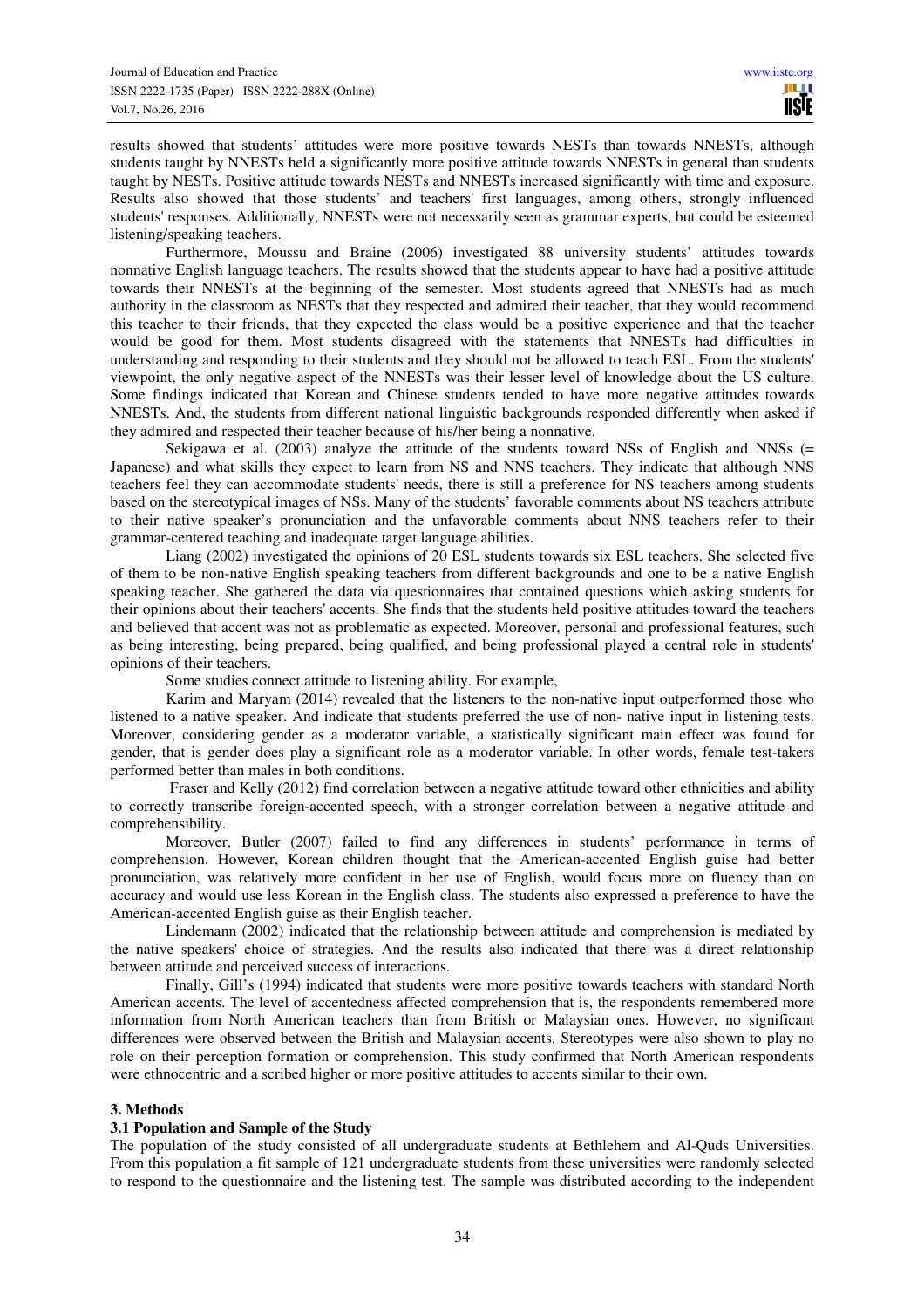results showed that students' attitudes were more positive towards NESTs than towards NNESTs, although students taught by NNESTs held a significantly more positive attitude towards NNESTs in general than students taught by NESTs. Positive attitude towards NESTs and NNESTs increased significantly with time and exposure. Results also showed that those students' and teachers' first languages, among others, strongly influenced students' responses. Additionally, NNESTs were not necessarily seen as grammar experts, but could be esteemed listening/speaking teachers.

Furthermore, Moussu and Braine (2006) investigated 88 university students' attitudes towards nonnative English language teachers. The results showed that the students appear to have had a positive attitude towards their NNESTs at the beginning of the semester. Most students agreed that NNESTs had as much authority in the classroom as NESTs that they respected and admired their teacher, that they would recommend this teacher to their friends, that they expected the class would be a positive experience and that the teacher would be good for them. Most students disagreed with the statements that NNESTs had difficulties in understanding and responding to their students and they should not be allowed to teach ESL. From the students' viewpoint, the only negative aspect of the NNESTs was their lesser level of knowledge about the US culture. Some findings indicated that Korean and Chinese students tended to have more negative attitudes towards NNESTs. And, the students from different national linguistic backgrounds responded differently when asked if they admired and respected their teacher because of his/her being a nonnative.

Sekigawa et al. (2003) analyze the attitude of the students toward NSs of English and NNSs (= Japanese) and what skills they expect to learn from NS and NNS teachers. They indicate that although NNS teachers feel they can accommodate students' needs, there is still a preference for NS teachers among students based on the stereotypical images of NSs. Many of the students' favorable comments about NS teachers attribute to their native speaker's pronunciation and the unfavorable comments about NNS teachers refer to their grammar-centered teaching and inadequate target language abilities.

Liang (2002) investigated the opinions of 20 ESL students towards six ESL teachers. She selected five of them to be non-native English speaking teachers from different backgrounds and one to be a native English speaking teacher. She gathered the data via questionnaires that contained questions which asking students for their opinions about their teachers' accents. She finds that the students held positive attitudes toward the teachers and believed that accent was not as problematic as expected. Moreover, personal and professional features, such as being interesting, being prepared, being qualified, and being professional played a central role in students' opinions of their teachers.

Some studies connect attitude to listening ability. For example,

Karim and Maryam (2014) revealed that the listeners to the non-native input outperformed those who listened to a native speaker. And indicate that students preferred the use of non- native input in listening tests. Moreover, considering gender as a moderator variable, a statistically significant main effect was found for gender, that is gender does play a significant role as a moderator variable. In other words, female test-takers performed better than males in both conditions.

Fraser and Kelly (2012) find correlation between a negative attitude toward other ethnicities and ability to correctly transcribe foreign-accented speech, with a stronger correlation between a negative attitude and comprehensibility.

Moreover, Butler (2007) failed to find any differences in students' performance in terms of comprehension. However, Korean children thought that the American-accented English guise had better pronunciation, was relatively more confident in her use of English, would focus more on fluency than on accuracy and would use less Korean in the English class. The students also expressed a preference to have the American-accented English guise as their English teacher.

Lindemann (2002) indicated that the relationship between attitude and comprehension is mediated by the native speakers' choice of strategies. And the results also indicated that there was a direct relationship between attitude and perceived success of interactions.

Finally, Gill's (1994) indicated that students were more positive towards teachers with standard North American accents. The level of accentedness affected comprehension that is, the respondents remembered more information from North American teachers than from British or Malaysian ones. However, no significant differences were observed between the British and Malaysian accents. Stereotypes were also shown to play no role on their perception formation or comprehension. This study confirmed that North American respondents were ethnocentric and a scribed higher or more positive attitudes to accents similar to their own.

## 3. Methods

### 3.1 Population and Sample of the Study

The population of the study consisted of all undergraduate students at Bethlehem and Al-Quds Universities. From this population a fit sample of 121 undergraduate students from these universities were randomly selected to respond to the questionnaire and the listening test. The sample was distributed according to the independent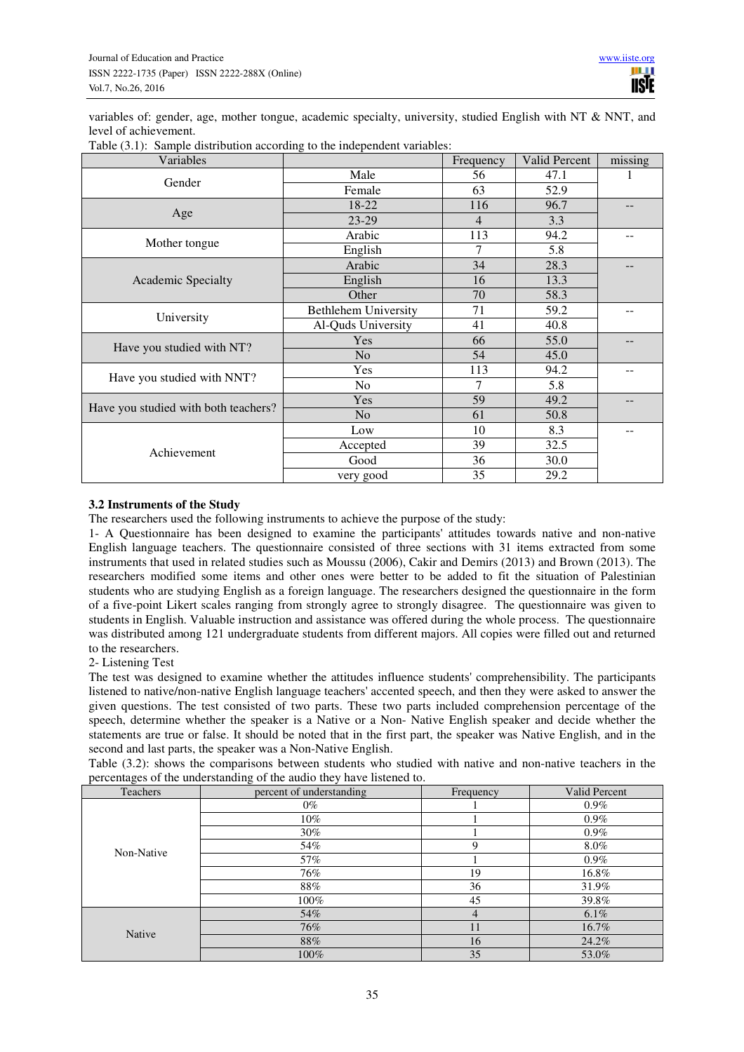variables of: gender, age, mother tongue, academic specialty, university, studied English with NT & NNT, and level of achievement.

Table (3.1): Sample distribution according to the independent variables:

| Variables | | Frequency | Valid Percent | missing |
|---|---|---|---|---|
| Gender | Male | 56 | 47.1 | 1 |
| | Female | 63 | 52.9 | |
| Age | 18-22 | 116 | 96.7 | -- |
| | 23-29 | 4 | 3.3 | |
| Mother tongue | Arabic | 113 | 94.2 | -- |
| | English | 7 | 5.8 | |
| Academic Specialty | Arabic | 34 | 28.3 | -- |
| | English | 16 | 13.3 | |
| | Other | 70 | 58.3 | |
| University | Bethlehem University | 71 | 59.2 | -- |
| | Al-Quds University | 41 | 40.8 | |
| Have you studied with NT? | Yes | 66 | 55.0 | -- |
| | No | 54 | 45.0 | |
| Have you studied with NNT? | Yes | 113 | 94.2 | -- |
| | No | 7 | 5.8 | |
| Have you studied with both teachers? | Yes | 59 | 49.2 | -- |
| | No | 61 | 50.8 | |
| Achievement | Low | 10 | 8.3 | -- |
| | Accepted | 39 | 32.5 | |
| | Good | 36 | 30.0 | |
| | very good | 35 | 29.2 | |

### 3.2 Instruments of the Study

The researchers used the following instruments to achieve the purpose of the study:

1- A Questionnaire has been designed to examine the participants' attitudes towards native and non-native English language teachers. The questionnaire consisted of three sections with 31 items extracted from some instruments that used in related studies such as Moussu (2006), Cakir and Demirs (2013) and Brown (2013). The researchers modified some items and other ones were better to be added to fit the situation of Palestinian students who are studying English as a foreign language. The researchers designed the questionnaire in the form of a five-point Likert scales ranging from strongly agree to strongly disagree. The questionnaire was given to students in English. Valuable instruction and assistance was offered during the whole process. The questionnaire was distributed among 121 undergraduate students from different majors. All copies were filled out and returned to the researchers.

2- Listening Test

The test was designed to examine whether the attitudes influence students' comprehensibility. The participants listened to native/non-native English language teachers' accented speech, and then they were asked to answer the given questions. The test consisted of two parts. These two parts included comprehension percentage of the speech, determine whether the speaker is a Native or a Non- Native English speaker and decide whether the statements are true or false. It should be noted that in the first part, the speaker was Native English, and in the second and last parts, the speaker was a Non-Native English.

Table (3.2): shows the comparisons between students who studied with native and non-native teachers in the percentages of the understanding of the audio they have listened to.

| Teachers | percent of understanding | Frequency | Valid Percent |
|---|---|---|---|
| Non-Native | 0% | 1 | 0.9% |
| | 10% | 1 | 0.9% |
| | 30% | 1 | 0.9% |
| | 54% | 9 | 8.0% |
| | 57% | 1 | 0.9% |
| | 76% | 19 | 16.8% |
| | 88% | 36 | 31.9% |
| | 100% | 45 | 39.8% |
| Native | 54% | 4 | 6.1% |
| | 76% | 11 | 16.7% |
| | 88% | 16 | 24.2% |
| | 100% | 35 | 53.0% |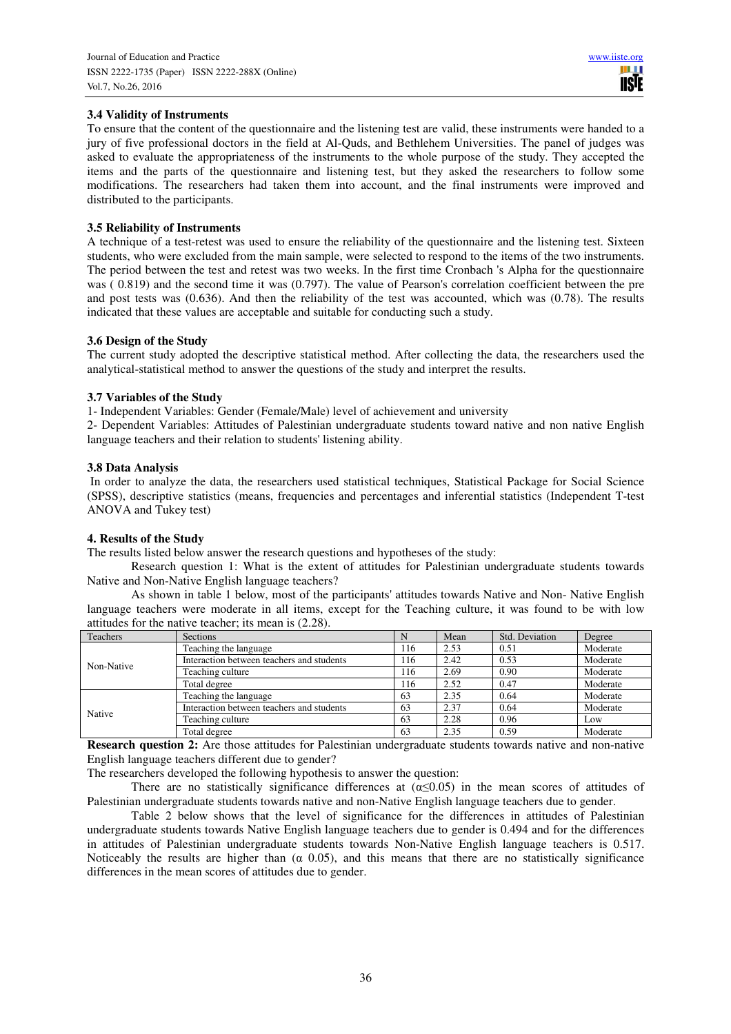### 3.4 Validity of Instruments

To ensure that the content of the questionnaire and the listening test are valid, these instruments were handed to a jury of five professional doctors in the field at Al-Quds, and Bethlehem Universities. The panel of judges was asked to evaluate the appropriateness of the instruments to the whole purpose of the study. They accepted the items and the parts of the questionnaire and listening test, but they asked the researchers to follow some modifications. The researchers had taken them into account, and the final instruments were improved and distributed to the participants.

### 3.5 Reliability of Instruments

A technique of a test-retest was used to ensure the reliability of the questionnaire and the listening test. Sixteen students, who were excluded from the main sample, were selected to respond to the items of the two instruments. The period between the test and retest was two weeks. In the first time Cronbach 's Alpha for the questionnaire was ( 0.819) and the second time it was (0.797). The value of Pearson's correlation coefficient between the pre and post tests was (0.636). And then the reliability of the test was accounted, which was (0.78). The results indicated that these values are acceptable and suitable for conducting such a study.

### 3.6 Design of the Study

The current study adopted the descriptive statistical method. After collecting the data, the researchers used the analytical-statistical method to answer the questions of the study and interpret the results.

### 3.7 Variables of the Study

1- Independent Variables: Gender (Female/Male) level of achievement and university

2- Dependent Variables: Attitudes of Palestinian undergraduate students toward native and non native English language teachers and their relation to students' listening ability.

### 3.8 Data Analysis

In order to analyze the data, the researchers used statistical techniques, Statistical Package for Social Science (SPSS), descriptive statistics (means, frequencies and percentages and inferential statistics (Independent T-test ANOVA and Tukey test)

## 4. Results of the Study

The results listed below answer the research questions and hypotheses of the study:

Research question 1: What is the extent of attitudes for Palestinian undergraduate students towards Native and Non-Native English language teachers?

As shown in table 1 below, most of the participants' attitudes towards Native and Non- Native English language teachers were moderate in all items, except for the Teaching culture, it was found to be with low attitudes for the native teacher; its mean is (2.28).

| Teachers | Sections | N | Mean | Std. Deviation | Degree |
|---|---|---|---|---|---|
| Non-Native | Teaching the language | 116 | 2.53 | 0.51 | Moderate |
| | Interaction between teachers and students | 116 | 2.42 | 0.53 | Moderate |
| | Teaching culture | 116 | 2.69 | 0.90 | Moderate |
| | Total degree | 116 | 2.52 | 0.47 | Moderate |
| Native | Teaching the language | 63 | 2.35 | 0.64 | Moderate |
| | Interaction between teachers and students | 63 | 2.37 | 0.64 | Moderate |
| | Teaching culture | 63 | 2.28 | 0.96 | Low |
| | Total degree | 63 | 2.35 | 0.59 | Moderate |

**Research question 2:** Are those attitudes for Palestinian undergraduate students towards native and non-native English language teachers different due to gender?

The researchers developed the following hypothesis to answer the question:

There are no statistically significance differences at ($\alpha \leq 0.05$) in the mean scores of attitudes of Palestinian undergraduate students towards native and non-Native English language teachers due to gender.

Table 2 below shows that the level of significance for the differences in attitudes of Palestinian undergraduate students towards Native English language teachers due to gender is 0.494 and for the differences in attitudes of Palestinian undergraduate students towards Non-Native English language teachers is 0.517. Noticeably the results are higher than ($\alpha$ 0.05), and this means that there are no statistically significance differences in the mean scores of attitudes due to gender.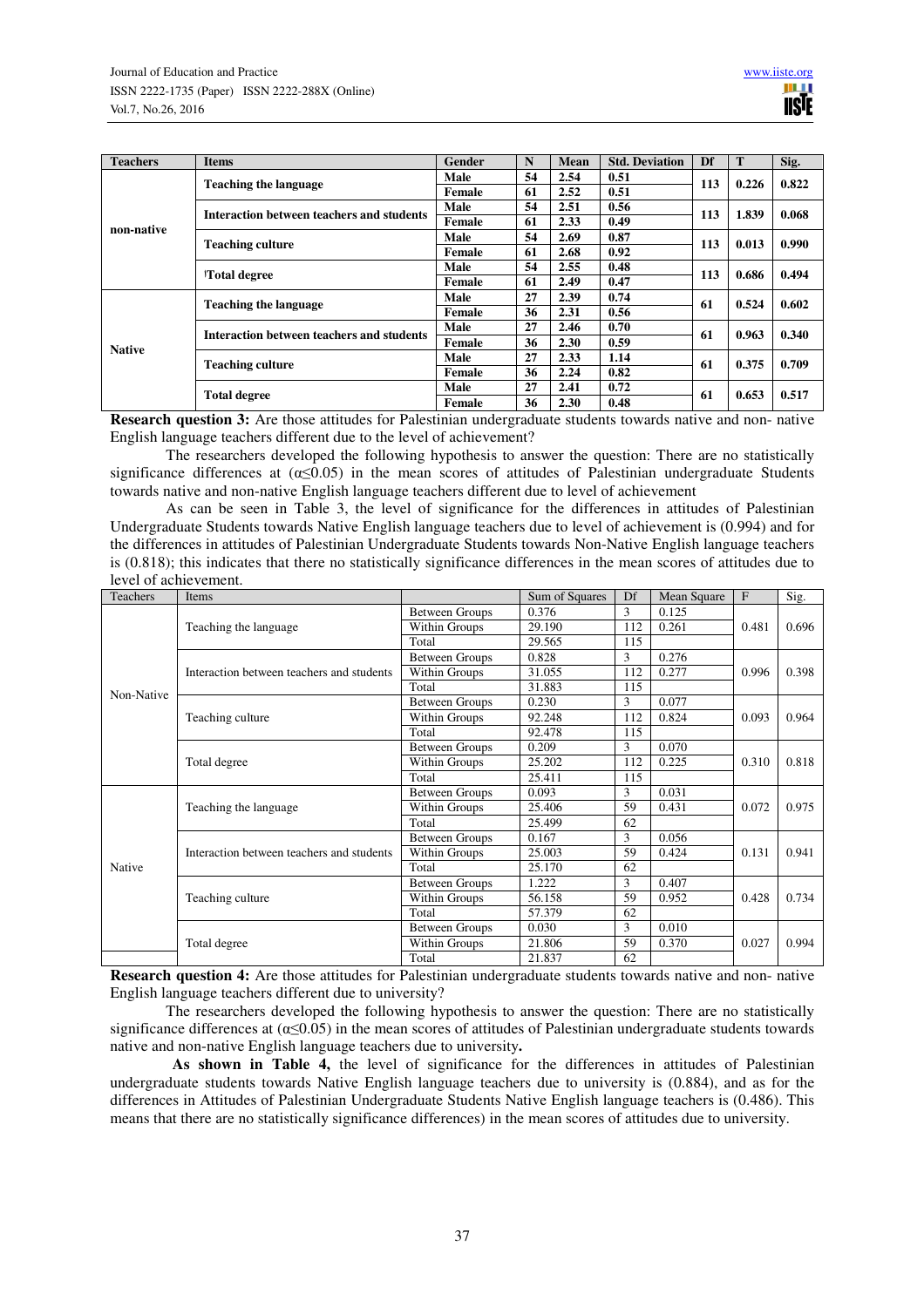| Teachers | Items | Gender | N | Mean | Std. Deviation | Df | T | Sig. |
|---|---|---|---|---|---|---|---|---|
| non-native | Teaching the language | Male | 54 | 2.54 | 0.51 | 113 | 0.226 | 0.822 |
| | | Female | 61 | 2.52 | 0.51 | | | |
| | Interaction between teachers and students | Male | 54 | 2.51 | 0.56 | 113 | 1.839 | 0.068 |
| | | Female | 61 | 2.33 | 0.49 | | | |
| | Teaching culture | Male | 54 | 2.69 | 0.87 | 113 | 0.013 | 0.990 |
| | | Female | 61 | 2.68 | 0.92 | | | |
| | Total degree | Male | 54 | 2.55 | 0.48 | 113 | 0.686 | 0.494 |
| | | Female | 61 | 2.49 | 0.47 | | | |
| Native | Teaching the language | Male | 27 | 2.39 | 0.74 | 61 | 0.524 | 0.602 |
| | | Female | 36 | 2.31 | 0.56 | | | |
| | Interaction between teachers and students | Male | 27 | 2.46 | 0.70 | 61 | 0.963 | 0.340 |
| | | Female | 36 | 2.30 | 0.59 | | | |
| | Teaching culture | Male | 27 | 2.33 | 1.14 | 61 | 0.375 | 0.709 |
| | | Female | 36 | 2.24 | 0.82 | | | |
| | Total degree | Male | 27 | 2.41 | 0.72 | 61 | 0.653 | 0.517 |
| | | Female | 36 | 2.30 | 0.48 | | | |

**Research question 3:** Are those attitudes for Palestinian undergraduate students towards native and non- native English language teachers different due to the level of achievement?

The researchers developed the following hypothesis to answer the question: There are no statistically significance differences at ($\alpha \leq 0.05$) in the mean scores of attitudes of Palestinian undergraduate Students towards native and non-native English language teachers different due to level of achievement

As can be seen in Table 3, the level of significance for the differences in attitudes of Palestinian Undergraduate Students towards Native English language teachers due to level of achievement is (0.994) and for the differences in attitudes of Palestinian Undergraduate Students towards Non-Native English language teachers is (0.818); this indicates that there no statistically significance differences in the mean scores of attitudes due to level of achievement.

| Teachers | Items | | Sum of Squares | Df | Mean Square | F | Sig. |
|---|---|---|---|---|---|---|---|
| Non-Native | Teaching the language | Between Groups | 0.376 | 3 | 0.125 | 0.481 | 0.696 |
| | | Within Groups | 29.190 | 112 | 0.261 | | |
| | | Total | 29.565 | 115 | | | |
| | Interaction between teachers and students | Between Groups | 0.828 | 3 | 0.276 | 0.996 | 0.398 |
| | | Within Groups | 31.055 | 112 | 0.277 | | |
| | | Total | 31.883 | 115 | | | |
| | Teaching culture | Between Groups | 0.230 | 3 | 0.077 | 0.093 | 0.964 |
| | | Within Groups | 92.248 | 112 | 0.824 | | |
| | | Total | 92.478 | 115 | | | |
| | Total degree | Between Groups | 0.209 | 3 | 0.070 | 0.310 | 0.818 |
| | | Within Groups | 25.202 | 112 | 0.225 | | |
| | | Total | 25.411 | 115 | | | |
| Native | Teaching the language | Between Groups | 0.093 | 3 | 0.031 | 0.072 | 0.975 |
| | | Within Groups | 25.406 | 59 | 0.431 | | |
| | | Total | 25.499 | 62 | | | |
| | Interaction between teachers and students | Between Groups | 0.167 | 3 | 0.056 | 0.131 | 0.941 |
| | | Within Groups | 25.003 | 59 | 0.424 | | |
| | | Total | 25.170 | 62 | | | |
| | Teaching culture | Between Groups | 1.222 | 3 | 0.407 | 0.428 | 0.734 |
| | | Within Groups | 56.158 | 59 | 0.952 | | |
| | | Total | 57.379 | 62 | | | |
| | Total degree | Between Groups | 0.030 | 3 | 0.010 | 0.027 | 0.994 |
| | | Within Groups | 21.806 | 59 | 0.370 | | |
| | | Total | 21.837 | 62 | | | |

**Research question 4:** Are those attitudes for Palestinian undergraduate students towards native and non- native English language teachers different due to university?

The researchers developed the following hypothesis to answer the question: There are no statistically significance differences at ($\alpha \leq 0.05$) in the mean scores of attitudes of Palestinian undergraduate students towards native and non-native English language teachers due to university**.**

**As shown in Table 4,** the level of significance for the differences in attitudes of Palestinian undergraduate students towards Native English language teachers due to university is (0.884), and as for the differences in Attitudes of Palestinian Undergraduate Students Native English language teachers is (0.486). This means that there are no statistically significance differences) in the mean scores of attitudes due to university.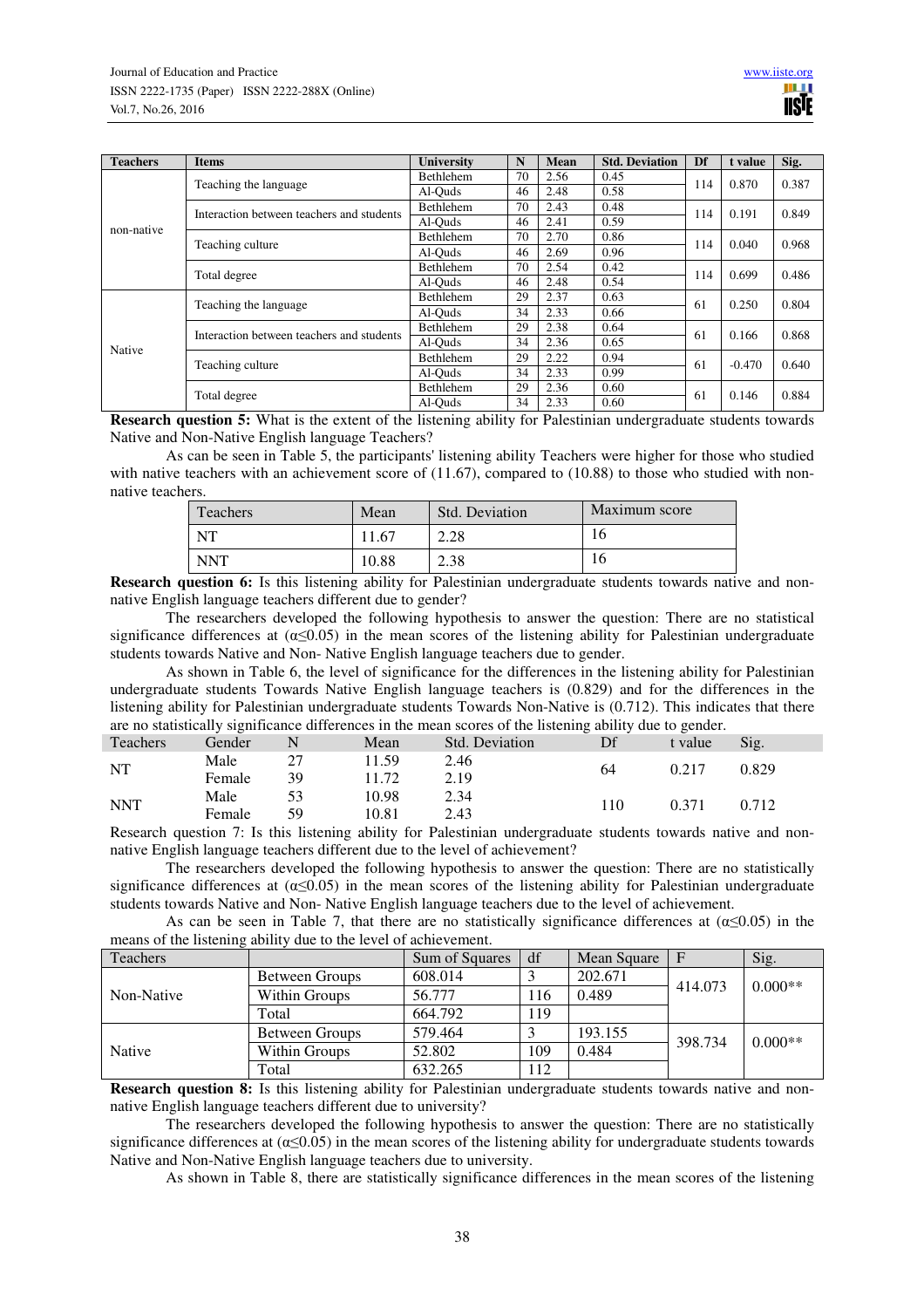| Teachers | Items | University | N | Mean | Std. Deviation | Df | t value | Sig. |
|---|---|---|---|---|---|---|---|---|
| non-native | Teaching the language | Bethlehem | 70 | 2.56 | 0.45 | 114 | 0.870 | 0.387 |
| | | Al-Quds | 46 | 2.48 | 0.58 | | | |
| | Interaction between teachers and students | Bethlehem | 70 | 2.43 | 0.48 | 114 | 0.191 | 0.849 |
| | | Al-Quds | 46 | 2.41 | 0.59 | | | |
| | Teaching culture | Bethlehem | 70 | 2.70 | 0.86 | 114 | 0.040 | 0.968 |
| | | Al-Quds | 46 | 2.69 | 0.96 | | | |
| | Total degree | Bethlehem | 70 | 2.54 | 0.42 | 114 | 0.699 | 0.486 |
| | | Al-Quds | 46 | 2.48 | 0.54 | | | |
| Native | Teaching the language | Bethlehem | 29 | 2.37 | 0.63 | 61 | 0.250 | 0.804 |
| | | Al-Quds | 34 | 2.33 | 0.66 | | | |
| | Interaction between teachers and students | Bethlehem | 29 | 2.38 | 0.64 | 61 | 0.166 | 0.868 |
| | | Al-Quds | 34 | 2.36 | 0.65 | | | |
| | Teaching culture | Bethlehem | 29 | 2.22 | 0.94 | 61 | -0.470 | 0.640 |
| | | Al-Quds | 34 | 2.33 | 0.99 | | | |
| | Total degree | Bethlehem | 29 | 2.36 | 0.60 | 61 | 0.146 | 0.884 |
| | | Al-Quds | 34 | 2.33 | 0.60 | | | |

**Research question 5:** What is the extent of the listening ability for Palestinian undergraduate students towards Native and Non-Native English language Teachers?

As can be seen in Table 5, the participants' listening ability Teachers were higher for those who studied with native teachers with an achievement score of (11.67), compared to (10.88) to those who studied with non-native teachers.

| Teachers | Mean | Std. Deviation | Maximum score |
|---|---|---|---|
| NT | 11.67 | 2.28 | 16 |
| NNT | 10.88 | 2.38 | 16 |

**Research question 6:** Is this listening ability for Palestinian undergraduate students towards native and non-native English language teachers different due to gender?

The researchers developed the following hypothesis to answer the question: There are no statistical significance differences at ($\alpha \leq 0.05$) in the mean scores of the listening ability for Palestinian undergraduate students towards Native and Non- Native English language teachers due to gender.

As shown in Table 6, the level of significance for the differences in the listening ability for Palestinian undergraduate students Towards Native English language teachers is (0.829) and for the differences in the listening ability for Palestinian undergraduate students Towards Non-Native is (0.712). This indicates that there are no statistically significance differences in the mean scores of the listening ability due to gender.

| Teachers | Gender | N | Mean | Std. Deviation | Df | t value | Sig. |
|---|---|---|---|---|---|---|---|
| NT | Male | 27 | 11.59 | 2.46 | 64 | 0.217 | 0.829 |
| | Female | 39 | 11.72 | 2.19 | | | |
| NNT | Male | 53 | 10.98 | 2.34 | 110 | 0.371 | 0.712 |
| | Female | 59 | 10.81 | 2.43 | | | |

Research question 7: Is this listening ability for Palestinian undergraduate students towards native and non-native English language teachers different due to the level of achievement?

The researchers developed the following hypothesis to answer the question: There are no statistically significance differences at ($\alpha \leq 0.05$) in the mean scores of the listening ability for Palestinian undergraduate students towards Native and Non- Native English language teachers due to the level of achievement.

As can be seen in Table 7, that there are no statistically significance differences at ($\alpha \leq 0.05$) in the means of the listening ability due to the level of achievement.

| Teachers | | Sum of Squares | df | Mean Square | F | Sig. |
|---|---|---|---|---|---|---|
| Non-Native | Between Groups | 608.014 | 3 | 202.671 | 414.073 | 0.000** |
| | Within Groups | 56.777 | 116 | 0.489 | | |
| | Total | 664.792 | 119 | | | |
| Native | Between Groups | 579.464 | 3 | 193.155 | 398.734 | 0.000** |
| | Within Groups | 52.802 | 109 | 0.484 | | |
| | Total | 632.265 | 112 | | | |

**Research question 8:** Is this listening ability for Palestinian undergraduate students towards native and non-native English language teachers different due to university?

The researchers developed the following hypothesis to answer the question: There are no statistically significance differences at ($\alpha \leq 0.05$) in the mean scores of the listening ability for undergraduate students towards Native and Non-Native English language teachers due to university.

As shown in Table 8, there are statistically significance differences in the mean scores of the listening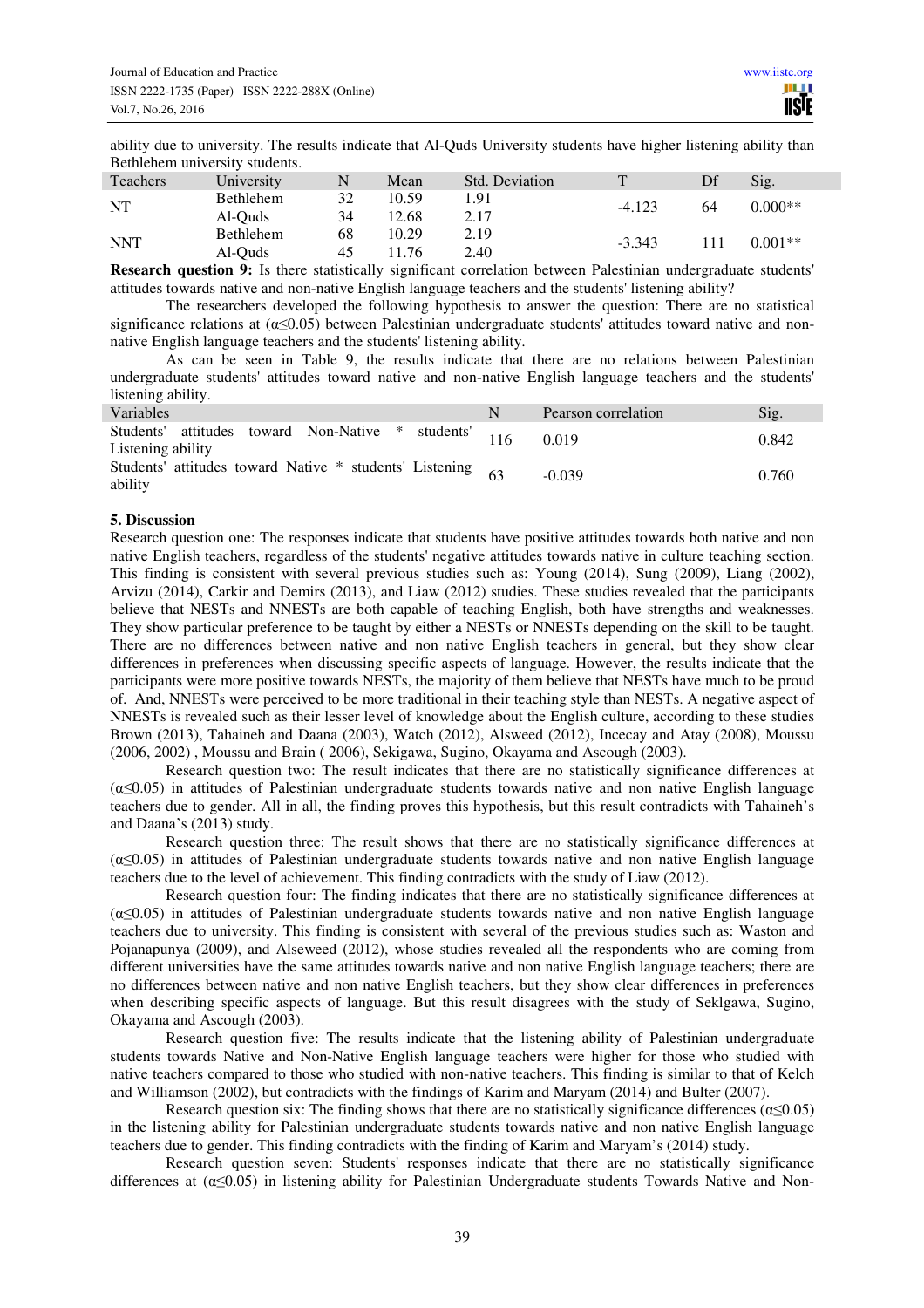ability due to university. The results indicate that Al-Quds University students have higher listening ability than Bethlehem university students.

| Teachers | University | N | Mean | Std. Deviation | T | Df | Sig. |
|---|---|---|---|---|---|---|---|
| NT | Bethlehem | 32 | 10.59 | 1.91 | -4.123 | 64 | 0.000** |
| | Al-Quds | 34 | 12.68 | 2.17 | | | |
| NNT | Bethlehem | 68 | 10.29 | 2.19 | -3.343 | 111 | 0.001** |
| | Al-Quds | 45 | 11.76 | 2.40 | | | |

**Research question 9:** Is there statistically significant correlation between Palestinian undergraduate students' attitudes towards native and non-native English language teachers and the students' listening ability?

The researchers developed the following hypothesis to answer the question: There are no statistical significance relations at ($\alpha \leq 0.05$) between Palestinian undergraduate students' attitudes toward native and non-native English language teachers and the students' listening ability.

As can be seen in Table 9, the results indicate that there are no relations between Palestinian undergraduate students' attitudes toward native and non-native English language teachers and the students' listening ability.

| Variables | N | Pearson correlation | Sig. |
|---|---|---|---|
| Students' attitudes toward Non-Native * students' Listening ability | 116 | 0.019 | 0.842 |
| Students' attitudes toward Native * students' Listening ability | 63 | -0.039 | 0.760 |

## 5. Discussion

Research question one: The responses indicate that students have positive attitudes towards both native and non native English teachers, regardless of the students' negative attitudes towards native in culture teaching section. This finding is consistent with several previous studies such as: Young (2014), Sung (2009), Liang (2002), Arvizu (2014), Carkir and Demirs (2013), and Liaw (2012) studies. These studies revealed that the participants believe that NESTs and NNESTs are both capable of teaching English, both have strengths and weaknesses. They show particular preference to be taught by either a NESTs or NNESTs depending on the skill to be taught. There are no differences between native and non native English teachers in general, but they show clear differences in preferences when discussing specific aspects of language. However, the results indicate that the participants were more positive towards NESTs, the majority of them believe that NESTs have much to be proud of. And, NNESTs were perceived to be more traditional in their teaching style than NESTs. A negative aspect of NNESTs is revealed such as their lesser level of knowledge about the English culture, according to these studies Brown (2013), Tahaineh and Daana (2003), Watch (2012), Alsweed (2012), Incecay and Atay (2008), Moussu (2006, 2002) , Moussu and Brain ( 2006), Sekigawa, Sugino, Okayama and Ascough (2003).

Research question two: The result indicates that there are no statistically significance differences at ($\alpha \leq 0.05$) in attitudes of Palestinian undergraduate students towards native and non native English language teachers due to gender. All in all, the finding proves this hypothesis, but this result contradicts with Tahaineh's and Daana's (2013) study.

Research question three: The result shows that there are no statistically significance differences at ($\alpha \leq 0.05$) in attitudes of Palestinian undergraduate students towards native and non native English language teachers due to the level of achievement. This finding contradicts with the study of Liaw (2012).

Research question four: The finding indicates that there are no statistically significance differences at ($\alpha \leq 0.05$) in attitudes of Palestinian undergraduate students towards native and non native English language teachers due to university. This finding is consistent with several of the previous studies such as: Waston and Pojanapunya (2009), and Alseweed (2012), whose studies revealed all the respondents who are coming from different universities have the same attitudes towards native and non native English language teachers; there are no differences between native and non native English teachers, but they show clear differences in preferences when describing specific aspects of language. But this result disagrees with the study of Seklgawa, Sugino, Okayama and Ascough (2003).

Research question five: The results indicate that the listening ability of Palestinian undergraduate students towards Native and Non-Native English language teachers were higher for those who studied with native teachers compared to those who studied with non-native teachers. This finding is similar to that of Kelch and Williamson (2002), but contradicts with the findings of Karim and Maryam (2014) and Bulter (2007).

Research question six: The finding shows that there are no statistically significance differences ($\alpha \leq 0.05$) in the listening ability for Palestinian undergraduate students towards native and non native English language teachers due to gender. This finding contradicts with the finding of Karim and Maryam's (2014) study.

Research question seven: Students' responses indicate that there are no statistically significance differences at ($\alpha \leq 0.05$) in listening ability for Palestinian Undergraduate students Towards Native and Non-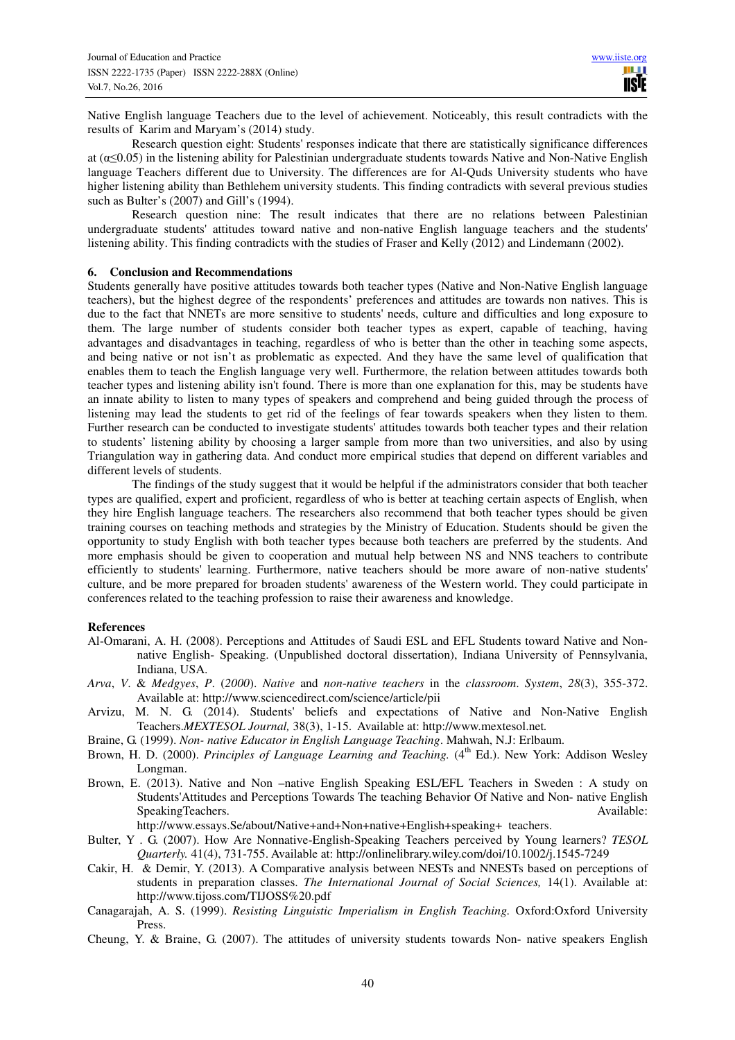Native English language Teachers due to the level of achievement. Noticeably, this result contradicts with the results of Karim and Maryam's (2014) study.

Research question eight: Students' responses indicate that there are statistically significance differences at ($\alpha \leq 0.05$) in the listening ability for Palestinian undergraduate students towards Native and Non-Native English language Teachers different due to University. The differences are for Al-Quds University students who have higher listening ability than Bethlehem university students. This finding contradicts with several previous studies such as Bulter's (2007) and Gill's (1994).

Research question nine: The result indicates that there are no relations between Palestinian undergraduate students' attitudes toward native and non-native English language teachers and the students' listening ability. This finding contradicts with the studies of Fraser and Kelly (2012) and Lindemann (2002).

## 6. Conclusion and Recommendations

Students generally have positive attitudes towards both teacher types (Native and Non-Native English language teachers), but the highest degree of the respondents' preferences and attitudes are towards non natives. This is due to the fact that NNETs are more sensitive to students' needs, culture and difficulties and long exposure to them. The large number of students consider both teacher types as expert, capable of teaching, having advantages and disadvantages in teaching, regardless of who is better than the other in teaching some aspects, and being native or not isn't as problematic as expected. And they have the same level of qualification that enables them to teach the English language very well. Furthermore, the relation between attitudes towards both teacher types and listening ability isn't found. There is more than one explanation for this, may be students have an innate ability to listen to many types of speakers and comprehend and being guided through the process of listening may lead the students to get rid of the feelings of fear towards speakers when they listen to them. Further research can be conducted to investigate students' attitudes towards both teacher types and their relation to students' listening ability by choosing a larger sample from more than two universities, and also by using Triangulation way in gathering data. And conduct more empirical studies that depend on different variables and different levels of students.

The findings of the study suggest that it would be helpful if the administrators consider that both teacher types are qualified, expert and proficient, regardless of who is better at teaching certain aspects of English, when they hire English language teachers. The researchers also recommend that both teacher types should be given training courses on teaching methods and strategies by the Ministry of Education. Students should be given the opportunity to study English with both teacher types because both teachers are preferred by the students. And more emphasis should be given to cooperation and mutual help between NS and NNS teachers to contribute efficiently to students' learning. Furthermore, native teachers should be more aware of non-native students' culture, and be more prepared for broaden students' awareness of the Western world. They could participate in conferences related to the teaching profession to raise their awareness and knowledge.

## References

Al-Omarani, A. H. (2008). Perceptions and Attitudes of Saudi ESL and EFL Students toward Native and Non-native English- Speaking. (Unpublished doctoral dissertation), Indiana University of Pennsylvania, Indiana, USA.

*Arva*, *V*. & *Medgyes*, *P*. (*2000*). *Native* and *non-native teachers* in the *classroom*. *System*, *28*(3), 355-372. Available at: http://www.sciencedirect.com/science/article/pii

Arvizu, M. N. G. (2014). Students' beliefs and expectations of Native and Non-Native English Teachers.*MEXTESOL Journal,* 38(3), 1-15. Available at: http://www.mextesol.net.

Braine, G. (1999). *Non- native Educator in English Language Teaching*. Mahwah, N.J: Erlbaum.

Brown, H. D. (2000). *Principles of Language Learning and Teaching.* (4th Ed.). New York: Addison Wesley Longman.

Brown, E. (2013). Native and Non –native English Speaking ESL/EFL Teachers in Sweden : A study on Students'Attitudes and Perceptions Towards The teaching Behavior Of Native and Non- native English SpeakingTeachers. Available: http://www.essays.Se/about/Native+and+Non+native+English+speaking+ teachers.

Bulter, Y . G. (2007). How Are Nonnative-English-Speaking Teachers perceived by Young learners? *TESOL Quarterly.* 41(4), 731-755. Available at: http://onlinelibrary.wiley.com/doi/10.1002/j.1545-7249

Cakir, H. & Demir, Y. (2013). A Comparative analysis between NESTs and NNESTs based on perceptions of students in preparation classes. *The International Journal of Social Sciences,* 14(1). Available at: http://www.tijoss.com/TIJOSS%20.pdf

Canagarajah, A. S. (1999). *Resisting Linguistic Imperialism in English Teaching.* Oxford:Oxford University Press.

Cheung, Y. & Braine, G. (2007). The attitudes of university students towards Non- native speakers English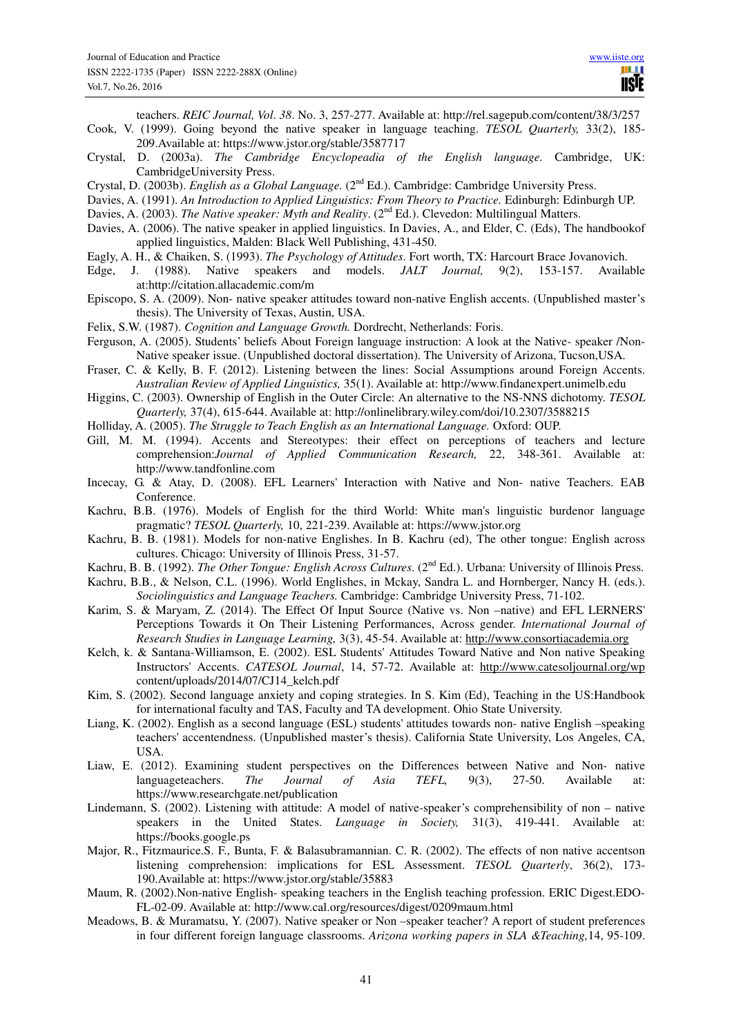teachers. *REIC Journal, Vol. 38*. No. 3, 257-277. Available at: http://rel.sagepub.com/content/38/3/257

Cook, V. (1999). Going beyond the native speaker in language teaching. *TESOL Quarterly,* 33(2), 185-209.Available at: https://www.jstor.org/stable/3587717

Crystal, D. (2003a). *The Cambridge Encyclopeadia of the English language.* Cambridge, UK: CambridgeUniversity Press.

Crystal, D. (2003b). *English as a Global Language.* (2nd Ed.). Cambridge: Cambridge University Press.

Davies, A. (1991). *An Introduction to Applied Linguistics: From Theory to Practice.* Edinburgh: Edinburgh UP.

Davies, A. (2003). *The Native speaker: Myth and Reality*. (2nd Ed.). Clevedon: Multilingual Matters.

Davies, A. (2006). The native speaker in applied linguistics. In Davies, A., and Elder, C. (Eds), The handbookof applied linguistics, Malden: Black Well Publishing, 431-450.

Eagly, A. H., & Chaiken, S. (1993). *The Psychology of Attitudes*. Fort worth, TX: Harcourt Brace Jovanovich.

Edge, J. (1988). Native speakers and models. *JALT Journal,* 9(2), 153-157. Available at:http://citation.allacademic.com/m

Episcopo, S. A. (2009). Non- native speaker attitudes toward non-native English accents. (Unpublished master's thesis). The University of Texas, Austin, USA.

Felix, S.W. (1987). *Cognition and Language Growth.* Dordrecht, Netherlands: Foris.

Ferguson, A. (2005). Students' beliefs About Foreign language instruction: A look at the Native- speaker /Non-Native speaker issue. (Unpublished doctoral dissertation). The University of Arizona, Tucson,USA.

Fraser, C. & Kelly, B. F. (2012). Listening between the lines: Social Assumptions around Foreign Accents. *Australian Review of Applied Linguistics,* 35(1). Available at: http://www.findanexpert.unimelb.edu

Higgins, C. (2003). Ownership of English in the Outer Circle: An alternative to the NS-NNS dichotomy. *TESOL Quarterly,* 37(4), 615-644. Available at: http://onlinelibrary.wiley.com/doi/10.2307/3588215

Holliday, A. (2005). *The Struggle to Teach English as an International Language.* Oxford: OUP.

Gill, M. M. (1994). Accents and Stereotypes: their effect on perceptions of teachers and lecture comprehension:*Journal of Applied Communication Research,* 22, 348-361. Available at: http://www.tandfonline.com

Incecay, G. & Atay, D. (2008). EFL Learners' Interaction with Native and Non- native Teachers. EAB Conference.

Kachru, B.B. (1976). Models of English for the third World: White man's linguistic burdenor language pragmatic? *TESOL Quarterly,* 10, 221-239. Available at: https://www.jstor.org

Kachru, B. B. (1981). Models for non-native Englishes. In B. Kachru (ed), The other tongue: English across cultures. Chicago: University of Illinois Press, 31-57.

Kachru, B. B. (1992). *The Other Tongue: English Across Cultures*. (2nd Ed.). Urbana: University of Illinois Press.

Kachru, B.B., & Nelson, C.L. (1996). World Englishes, in Mckay, Sandra L. and Hornberger, Nancy H. (eds.). *Sociolinguistics and Language Teachers.* Cambridge: Cambridge University Press, 71-102.

Karim, S. & Maryam, Z. (2014). The Effect Of Input Source (Native vs. Non –native) and EFL LERNERS' Perceptions Towards it On Their Listening Performances, Across gender. *International Journal of Research Studies in Language Learning,* 3(3), 45-54. Available at: http://www.consortiacademia.org

Kelch, k. & Santana-Williamson, E. (2002). ESL Students' Attitudes Toward Native and Non native Speaking Instructors' Accents. *CATESOL Journal*, 14, 57-72. Available at: http://www.catesoljournal.org/wp content/uploads/2014/07/CJ14_kelch.pdf

Kim, S. (2002). Second language anxiety and coping strategies. In S. Kim (Ed), Teaching in the US:Handbook for international faculty and TAS, Faculty and TA development. Ohio State University.

Liang, K. (2002). English as a second language (ESL) students' attitudes towards non- native English –speaking teachers' accentendness. (Unpublished master's thesis). California State University, Los Angeles, CA, USA.

Liaw, E. (2012). Examining student perspectives on the Differences between Native and Non- native languageteachers. *The Journal of Asia TEFL,* 9(3), 27-50. Available at: https://www.researchgate.net/publication

Lindemann, S. (2002). Listening with attitude: A model of native-speaker's comprehensibility of non – native speakers in the United States. *Language in Society,* 31(3), 419-441. Available at: https://books.google.ps

Major, R., Fitzmaurice.S. F., Bunta, F. & Balasubramannian. C. R. (2002). The effects of non native accentson listening comprehension: implications for ESL Assessment. *TESOL Quarterly*, 36(2), 173-190.Available at: https://www.jstor.org/stable/35883

Maum, R. (2002).Non-native English- speaking teachers in the English teaching profession. ERIC Digest.EDO-FL-02-09. Available at: http://www.cal.org/resources/digest/0209maum.html

Meadows, B. & Muramatsu, Y. (2007). Native speaker or Non –speaker teacher? A report of student preferences in four different foreign language classrooms. *Arizona working papers in SLA &Teaching,*14, 95-109.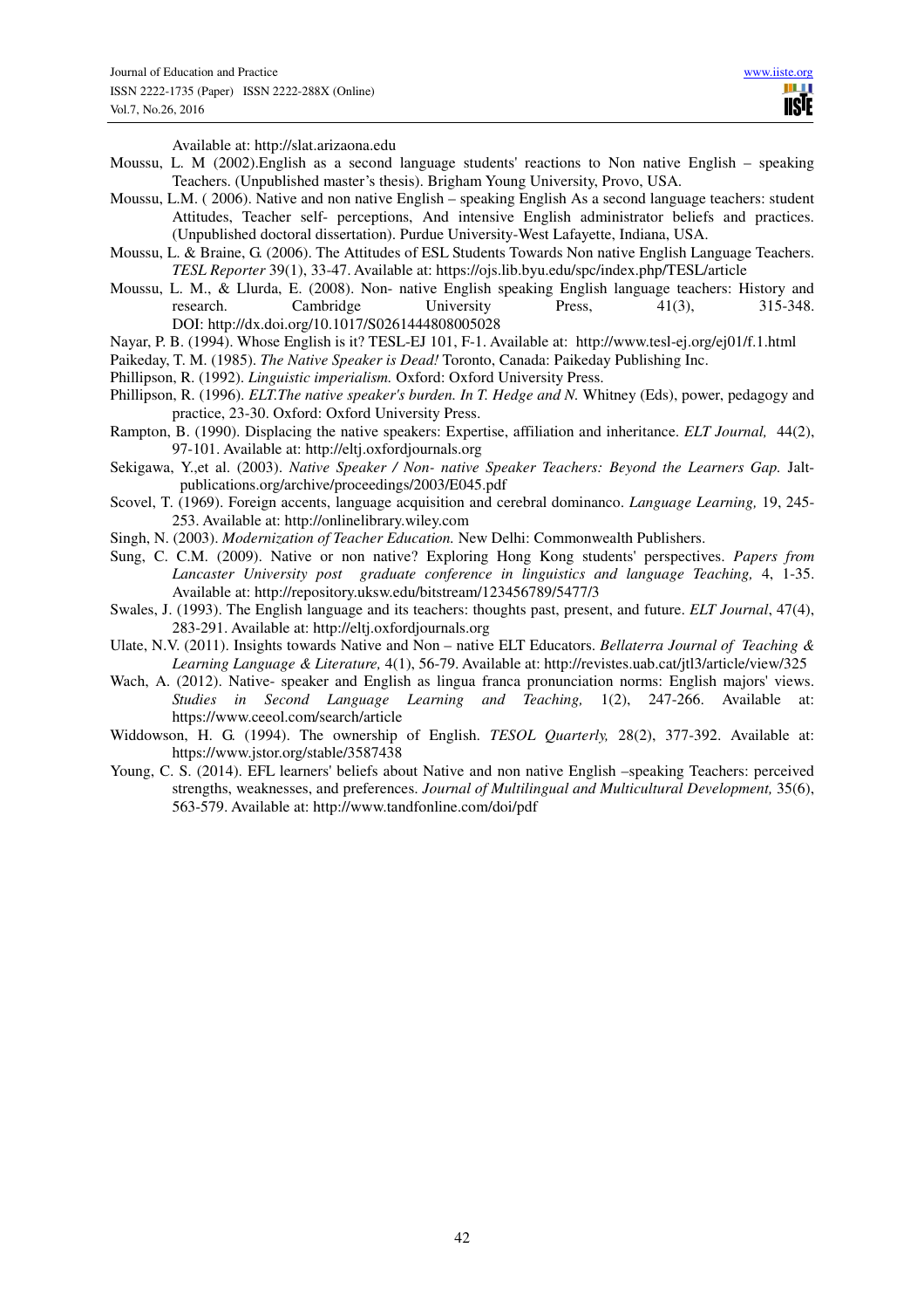Available at: http://slat.arizaona.edu

Moussu, L. M (2002).English as a second language students' reactions to Non native English – speaking Teachers. (Unpublished master's thesis). Brigham Young University, Provo, USA.

Moussu, L.M. ( 2006). Native and non native English – speaking English As a second language teachers: student Attitudes, Teacher self- perceptions, And intensive English administrator beliefs and practices. (Unpublished doctoral dissertation). Purdue University-West Lafayette, Indiana, USA.

Moussu, L. & Braine, G. (2006). The Attitudes of ESL Students Towards Non native English Language Teachers. *TESL Reporter* 39(1), 33-47. Available at: https://ojs.lib.byu.edu/spc/index.php/TESL/article

Moussu, L. M., & Llurda, E. (2008). Non- native English speaking English language teachers: History and research. Cambridge University Press, 41(3), 315-348. DOI: http://dx.doi.org/10.1017/S0261444808005028

Nayar, P. B. (1994). Whose English is it? TESL-EJ 101, F-1. Available at: http://www.tesl-ej.org/ej01/f.1.html

Paikeday, T. M. (1985). *The Native Speaker is Dead!* Toronto, Canada: Paikeday Publishing Inc.

Phillipson, R. (1992). *Linguistic imperialism.* Oxford: Oxford University Press.

Phillipson, R. (1996). *ELT.The native speaker's burden. In T. Hedge and N.* Whitney (Eds), power, pedagogy and practice, 23-30. Oxford: Oxford University Press.

Rampton, B. (1990). Displacing the native speakers: Expertise, affiliation and inheritance. *ELT Journal,* 44(2), 97-101. Available at: http://eltj.oxfordjournals.org

Sekigawa, Y.,et al. (2003). *Native Speaker / Non- native Speaker Teachers: Beyond the Learners Gap.* Jalt-publications.org/archive/proceedings/2003/E045.pdf

Scovel, T. (1969). Foreign accents, language acquisition and cerebral dominanco. *Language Learning,* 19, 245-253. Available at: http://onlinelibrary.wiley.com

Singh, N. (2003). *Modernization of Teacher Education.* New Delhi: Commonwealth Publishers.

Sung, C. C.M. (2009). Native or non native? Exploring Hong Kong students' perspectives. *Papers from Lancaster University post graduate conference in linguistics and language Teaching,* 4, 1-35. Available at: http://repository.uksw.edu/bitstream/123456789/5477/3

Swales, J. (1993). The English language and its teachers: thoughts past, present, and future. *ELT Journal*, 47(4), 283-291. Available at: http://eltj.oxfordjournals.org

Ulate, N.V. (2011). Insights towards Native and Non – native ELT Educators. *Bellaterra Journal of Teaching & Learning Language & Literature,* 4(1), 56-79. Available at: http://revistes.uab.cat/jtl3/article/view/325

Wach, A. (2012). Native- speaker and English as lingua franca pronunciation norms: English majors' views. *Studies in Second Language Learning and Teaching,* 1(2), 247-266. Available at: https://www.ceeol.com/search/article

Widdowson, H. G. (1994). The ownership of English. *TESOL Quarterly,* 28(2), 377-392. Available at: https://www.jstor.org/stable/3587438

Young, C. S. (2014). EFL learners' beliefs about Native and non native English –speaking Teachers: perceived strengths, weaknesses, and preferences. *Journal of Multilingual and Multicultural Development,* 35(6), 563-579. Available at: http://www.tandfonline.com/doi/pdf